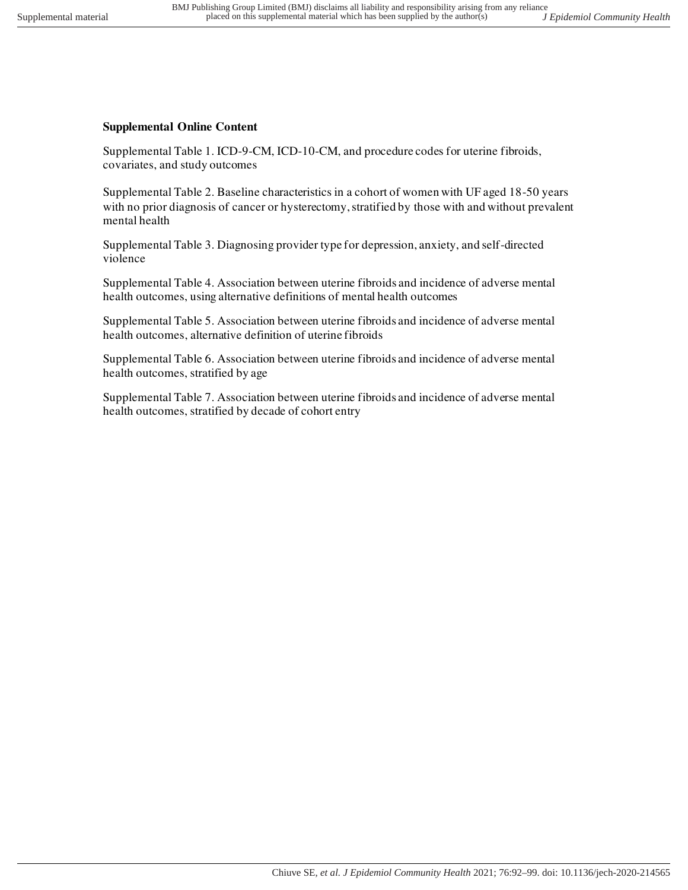**Supplemental Online Content**

Supplemental Table 1. ICD-9-CM, ICD-10-CM, and procedure codes for uterine fibroids, covariates, and study outcomes

Supplemental Table 2. Baseline characteristics in a cohort of women with UF aged 18-50 years with no prior diagnosis of cancer or hysterectomy, stratified by those with and without prevalent mental health

Supplemental Table 3. Diagnosing provider type for depression, anxiety, and self-directed violence

Supplemental Table 4. Association between uterine fibroids and incidence of adverse mental health outcomes, using alternative definitions of mental health outcomes

Supplemental Table 5. Association between uterine fibroids and incidence of adverse mental health outcomes, alternative definition of uterine fibroids

Supplemental Table 6. Association between uterine fibroids and incidence of adverse mental health outcomes, stratified by age

Supplemental Table 7. Association between uterine fibroids and incidence of adverse mental health outcomes, stratified by decade of cohort entry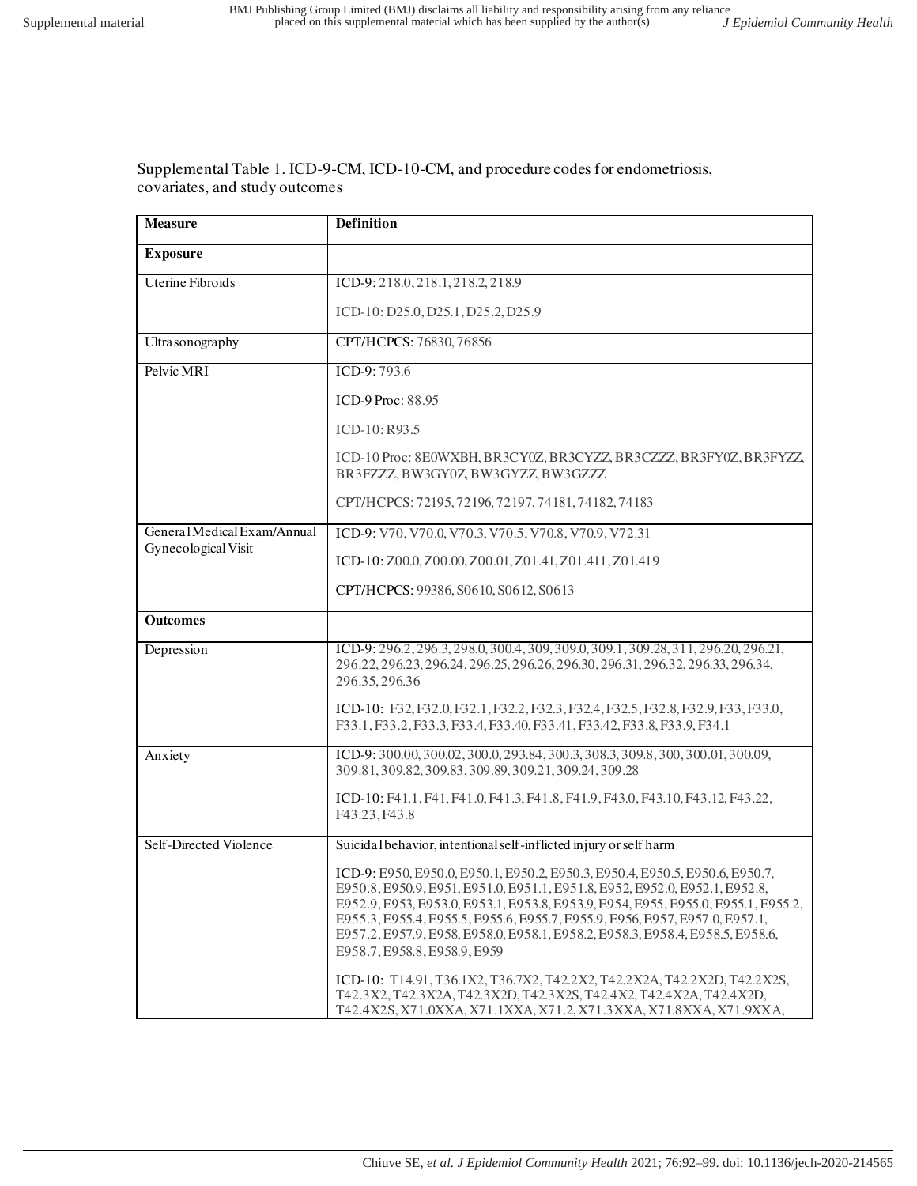Supplemental Table 1. ICD-9-CM, ICD-10-CM, and procedure codes for endometriosis, covariates, and study outcomes

| Measure | Definition |
|---|---|
| **Exposure** | |
| Uterine Fibroids | ICD-9: 218.0, 218.1, 218.2, 218.9<br><br>ICD-10: D25.0, D25.1, D25.2, D25.9 |
| Ultrasonography | CPT/HCPCS: 76830, 76856 |
| Pelvic MRI | ICD-9: 793.6<br><br>ICD-9 Proc: 88.95<br><br>ICD-10: R93.5<br><br>ICD-10 Proc: 8E0WXBH, BR3CY0Z, BR3CYZZ, BR3CZZZ, BR3FY0Z, BR3FYZZ, BR3FZZZ, BW3GY0Z, BW3GYZZ, BW3GZZZ<br><br>CPT/HCPCS: 72195, 72196, 72197, 74181, 74182, 74183 |
| General Medical Exam/Annual Gynecological Visit | ICD-9: V70, V70.0, V70.3, V70.5, V70.8, V70.9, V72.31<br><br>ICD-10: Z00.0, Z00.00, Z00.01, Z01.41, Z01.411, Z01.419<br><br>CPT/HCPCS: 99386, S0610, S0612, S0613 |
| **Outcomes** | |
| Depression | ICD-9: 296.2, 296.3, 298.0, 300.4, 309, 309.0, 309.1, 309.28, 311, 296.20, 296.21, 296.22, 296.23, 296.24, 296.25, 296.26, 296.30, 296.31, 296.32, 296.33, 296.34, 296.35, 296.36<br><br>ICD-10: F32, F32.0, F32.1, F32.2, F32.3, F32.4, F32.5, F32.8, F32.9, F33, F33.0, F33.1, F33.2, F33.3, F33.4, F33.40, F33.41, F33.42, F33.8, F33.9, F34.1 |
| Anxiety | ICD-9: 300.00, 300.02, 300.0, 293.84, 300.3, 308.3, 309.8, 300, 300.01, 300.09, 309.81, 309.82, 309.83, 309.89, 309.21, 309.24, 309.28<br><br>ICD-10: F41.1, F41, F41.0, F41.3, F41.8, F41.9, F43.0, F43.10, F43.12, F43.22, F43.23, F43.8 |
| Self-Directed Violence | Suicidal behavior, intentional self-inflicted injury or self harm<br><br>ICD-9: E950, E950.0, E950.1, E950.2, E950.3, E950.4, E950.5, E950.6, E950.7, E950.8, E950.9, E951, E951.0, E951.1, E951.8, E952, E952.0, E952.1, E952.8, E952.9, E953, E953.0, E953.1, E953.8, E953.9, E954, E955, E955.0, E955.1, E955.2, E955.3, E955.4, E955.5, E955.6, E955.7, E955.9, E956, E957, E957.0, E957.1, E957.2, E957.9, E958, E958.0, E958.1, E958.2, E958.3, E958.4, E958.5, E958.6, E958.7, E958.8, E958.9, E959<br><br>ICD-10: T14.91, T36.1X2, T36.7X2, T42.2X2, T42.2X2A, T42.2X2D, T42.2X2S, T42.3X2, T42.3X2A, T42.3X2D, T42.3X2S, T42.4X2, T42.4X2A, T42.4X2D, T42.4X2S, X71.0XXA, X71.1XXA, X71.2, X71.3XXA, X71.8XXA, X71.9XXA, |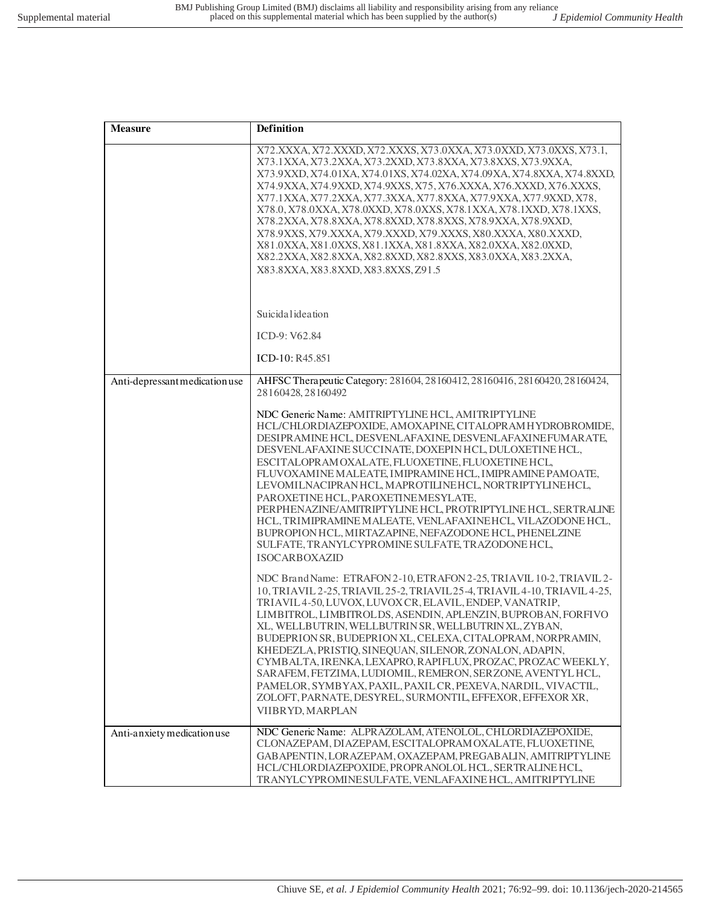| Measure | Definition |
| --- | --- |
| | X72.XXXA, X72.XXXD, X72.XXXS, X73.0XXA, X73.0XXD, X73.0XXS, X73.1, X73.1XXA, X73.2XXA, X73.2XXD, X73.8XXA, X73.8XXS, X73.9XXA, X73.9XXD, X74.01XA, X74.01XS, X74.02XA, X74.09XA, X74.8XXA, X74.8XXD, X74.9XXA, X74.9XXD, X74.9XXS, X75, X76.XXXA, X76.XXXD, X76.XXXS, X77.1XXA, X77.2XXA, X77.3XXA, X77.8XXA, X77.9XXA, X77.9XXD, X78, X78.0, X78.0XXA, X78.0XXD, X78.0XXS, X78.1XXA, X78.1XXD, X78.1XXS, X78.2XXA, X78.8XXA, X78.8XXD, X78.8XXS, X78.9XXA, X78.9XXD, X78.9XXS, X79.XXXA, X79.XXXD, X79.XXXS, X80.XXXA, X80.XXXD, X81.0XXA, X81.0XXS, X81.1XXA, X81.8XXA, X82.0XXA, X82.0XXD, X82.2XXA, X82.8XXA, X82.8XXD, X82.8XXS, X83.0XXA, X83.2XXA, X83.8XXA, X83.8XXD, X83.8XXS, Z91.5<br><br>Suicidal ideation<br><br>ICD-9: V62.84<br><br>ICD-10: R45.851 |
| Anti-depressant medication use | AHFSC Therapeutic Category: 281604, 28160412, 28160416, 28160420, 28160424, 28160428, 28160492<br><br>NDC Generic Name: AMITRIPTYLINE HCL, AMITRIPTYLINE HCL/CHLORDIAZEPOXIDE, AMOXAPINE, CITALOPRAM HYDROBROMIDE, DESIPRAMINE HCL, DESVENLAFAXINE, DESVENLAFAXINE FUMARATE, DESVENLAFAXINE SUCCINATE, DOXEPIN HCL, DULOXETINE HCL, ESCITALOPRAM OXALATE, FLUOXETINE, FLUOXETINE HCL, FLUVOXAMINE MALEATE, IMIPRAMINE HCL, IMIPRAMINE PAMOATE, LEVOMILNACIPRAN HCL, MAPROTILINE HCL, NORTRIPTYLINE HCL, PAROXETINE HCL, PAROXETINE MESYLATE, PERPHENAZINE/AMITRIPTYLINE HCL, PROTRIPTYLINE HCL, SERTRALINE HCL, TRIMIPRAMINE MALEATE, VENLAFAXINE HCL, VILAZODONE HCL, BUPROPION HCL, MIRTAZAPINE, NEFAZODONE HCL, PHENELZINE SULFATE, TRANYLCYPROMINE SULFATE, TRAZODONE HCL, ISOCARBOXAZID<br><br>NDC Brand Name: ETRAFON 2-10, ETRAFON 2-25, TRIAVIL 10-2, TRIAVIL 2-10, TRIAVIL 2-25, TRIAVIL 25-2, TRIAVIL 25-4, TRIAVIL 4-10, TRIAVIL 4-25, TRIAVIL 4-50, LUVOX, LUVOX CR, ELAVIL, ENDEP, VANATRIP, LIMBITROL, LIMBITROL DS, ASENDIN, APLENZIN, BUPROBAN, FORFIVO XL, WELLBUTRIN, WELLBUTRIN SR, WELLBUTRIN XL, ZYBAN, BUDEPRION SR, BUDEPRION XL, CELEXA, CITALOPRAM, NORPRAMIN, KHEDEZLA, PRISTIQ, SINEQUAN, SILENOR, ZONALON, ADAPIN, CYMBALTA, IRENKA, LEXAPRO, RAPIFLUX, PROZAC, PROZAC WEEKLY, SARAFEM, FETZIMA, LUDIOMIL, REMERON, SERZONE, AVENTYL HCL, PAMELOR, SYMBYAX, PAXIL, PAXIL CR, PEXEVA, NARDIL, VIVACTIL, ZOLOFT, PARNATE, DESYREL, SURMONTIL, EFFEXOR, EFFEXOR XR, VIIBRYD, MARPLAN |
| Anti-anxiety medication use | NDC Generic Name: ALPRAZOLAM, ATENOLOL, CHLORDIAZEPOXIDE, CLONAZEPAM, DIAZEPAM, ESCITALOPRAM OXALATE, FLUOXETINE, GABAPENTIN, LORAZEPAM, OXAZEPAM, PREGABALIN, AMITRIPTYLINE HCL/CHLORDIAZEPOXIDE, PROPRANOLOL HCL, SERTRALINE HCL, TRANYLCYPROMINE SULFATE, VENLAFAXINE HCL, AMITRIPTYLINE |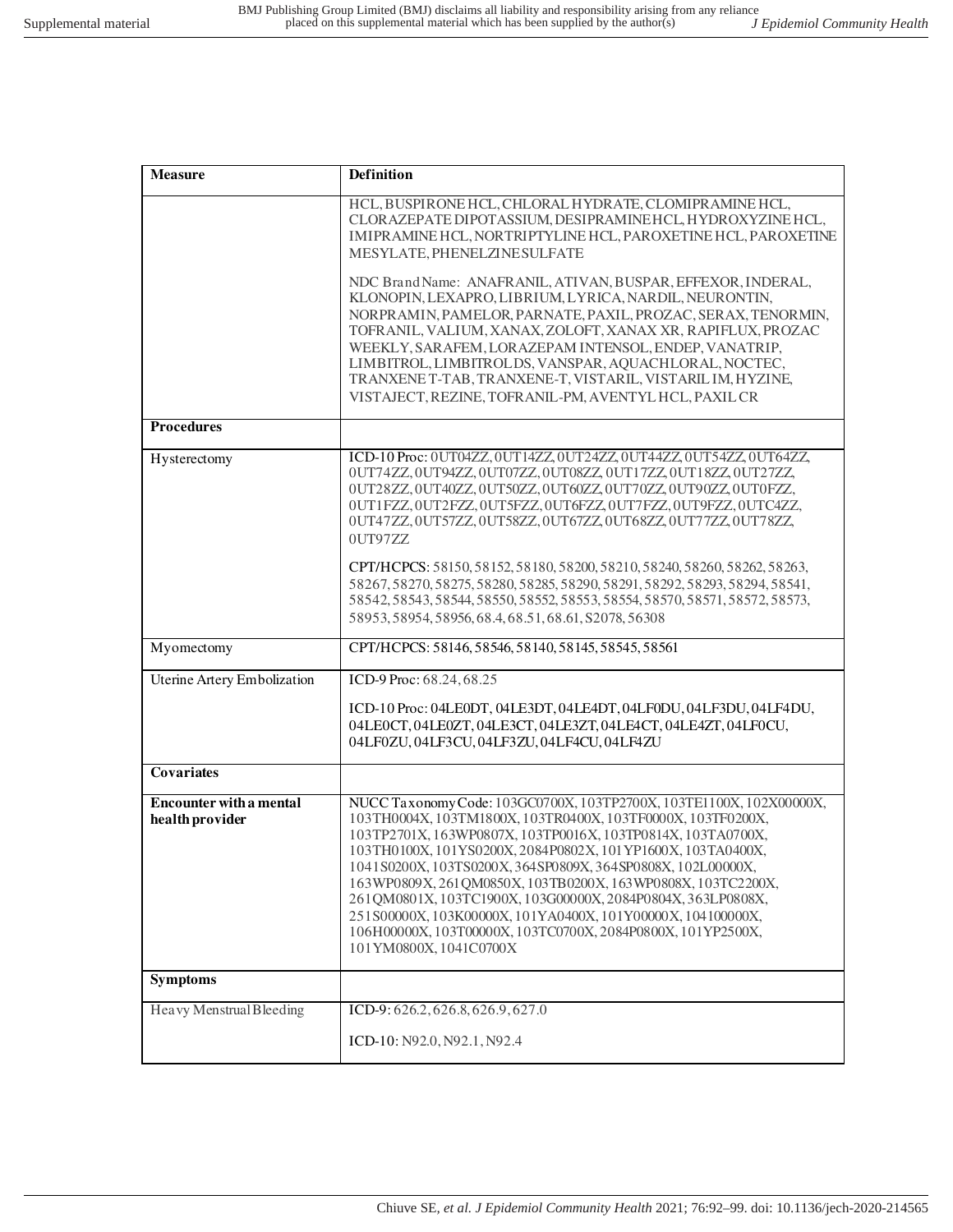| Measure | Definition |
| --- | --- |
| | HCL, BUSPIRONE HCL, CHLORAL HYDRATE, CLOMIPRAMINE HCL, CLORAZEPATE DIPOTASSIUM, DESIPRAMINE HCL, HYDROXYZINE HCL, IMIPRAMINE HCL, NORTRIPTYLINE HCL, PAROXETINE HCL, PAROXETINE MESYLATE, PHENELZINE SULFATE<br><br>NDC Brand Name: ANAFRANIL, ATIVAN, BUSPAR, EFFEXOR, INDERAL, KLONOPIN, LEXAPRO, LIBRIUM, LYRICA, NARDIL, NEURONTIN, NORPRAMIN, PAMELOR, PARNATE, PAXIL, PROZAC, SERAX, TENORMIN, TOFRANIL, VALIUM, XANAX, ZOLOFT, XANAX XR, RAPIFLUX, PROZAC WEEKLY, SARAFEM, LORAZEPAM INTENSOL, ENDEP, VANATRIP, LIMBITROL, LIMBITROL DS, VANSPAR, AQUACHLORAL, NOCTEC, TRANXENE T-TAB, TRANXENE-T, VISTARIL, VISTARIL IM, HYZINE, VISTAJECT, REZINE, TOFRANIL-PM, AVENTYL HCL, PAXIL CR |
| **Procedures** | |
| Hysterectomy | ICD-10 Proc: 0UT04ZZ, 0UT14ZZ, 0UT24ZZ, 0UT44ZZ, 0UT54ZZ, 0UT64ZZ, 0UT74ZZ, 0UT94ZZ, 0UT07ZZ, 0UT08ZZ, 0UT17ZZ, 0UT18ZZ, 0UT27ZZ, 0UT28ZZ, 0UT40ZZ, 0UT50ZZ, 0UT60ZZ, 0UT70ZZ, 0UT90ZZ, 0UT0FZZ, 0UT1FZZ, 0UT2FZZ, 0UT5FZZ, 0UT6FZZ, 0UT7FZZ, 0UT9FZZ, 0UTC4ZZ, 0UT47ZZ, 0UT57ZZ, 0UT58ZZ, 0UT67ZZ, 0UT68ZZ, 0UT77ZZ, 0UT78ZZ, 0UT97ZZ<br><br>CPT/HCPCS: 58150, 58152, 58180, 58200, 58210, 58240, 58260, 58262, 58263, 58267, 58270, 58275, 58280, 58285, 58290, 58291, 58292, 58293, 58294, 58541, 58542, 58543, 58544, 58550, 58552, 58553, 58554, 58570, 58571, 58572, 58573, 58953, 58954, 58956, 68.4, 68.51, 68.61, S2078, 56308 |
| Myomectomy | CPT/HCPCS: 58146, 58546, 58140, 58145, 58545, 58561 |
| Uterine Artery Embolization | ICD-9 Proc: 68.24, 68.25<br><br>ICD-10 Proc: 04LE0DT, 04LE3DT, 04LE4DT, 04LF0DU, 04LF3DU, 04LF4DU, 04LE0CT, 04LE0ZT, 04LE3CT, 04LE3ZT, 04LE4CT, 04LE4ZT, 04LF0CU, 04LF0ZU, 04LF3CU, 04LF3ZU, 04LF4CU, 04LF4ZU |
| **Covariates** | |
| **Encounter with a mental health provider** | NUCC Taxonomy Code: 103GC0700X, 103TP2700X, 103TE1100X, 102X00000X, 103TH0004X, 103TM1800X, 103TR0400X, 103TF0000X, 103TF0200X, 103TP2701X, 163WP0807X, 103TP0016X, 103TP0814X, 103TA0700X, 103TH0100X, 101YS0200X, 2084P0802X, 101YP1600X, 103TA0400X, 1041S0200X, 103TS0200X, 364SP0809X, 364SP0808X, 102L00000X, 163WP0809X, 261QM0850X, 103TB0200X, 163WP0808X, 103TC2200X, 261QM0801X, 103TC1900X, 103G00000X, 2084P0804X, 363LP0808X, 251S00000X, 103K00000X, 101YA0400X, 101Y00000X, 104100000X, 106H00000X, 103T00000X, 103TC0700X, 2084P0800X, 101YP2500X, 101YM0800X, 1041C0700X |
| **Symptoms** | |
| Heavy Menstrual Bleeding | ICD-9: 626.2, 626.8, 626.9, 627.0<br><br>ICD-10: N92.0, N92.1, N92.4 |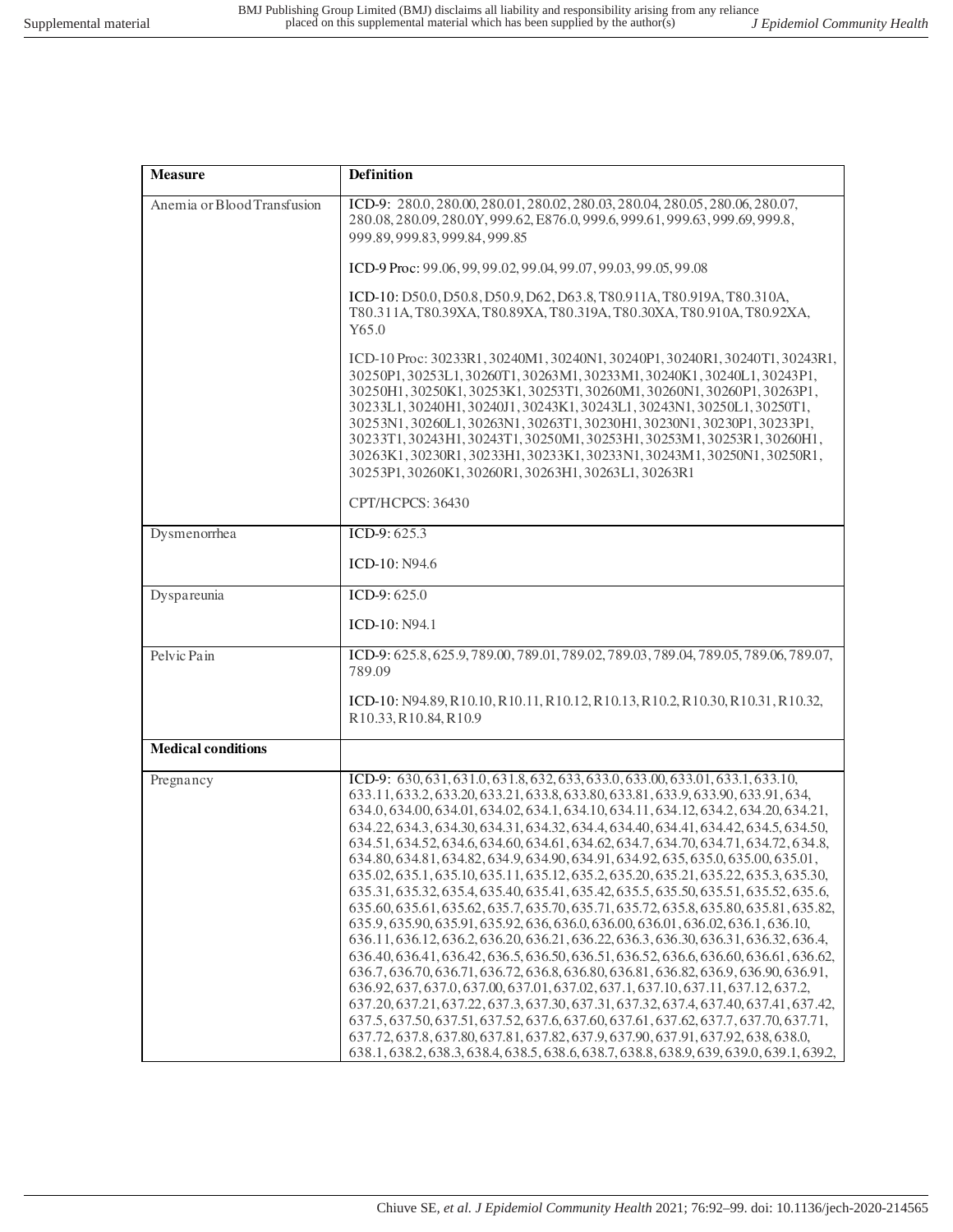| Measure | Definition |
|---|---|
| Anemia or Blood Transfusion | ICD-9: 280.0, 280.00, 280.01, 280.02, 280.03, 280.04, 280.05, 280.06, 280.07, 280.08, 280.09, 280.0Y, 999.62, E876.0, 999.6, 999.61, 999.63, 999.69, 999.8, 999.89, 999.83, 999.84, 999.85<br><br>ICD-9 Proc: 99.06, 99, 99.02, 99.04, 99.07, 99.03, 99.05, 99.08<br><br>ICD-10: D50.0, D50.8, D50.9, D62, D63.8, T80.911A, T80.919A, T80.310A, T80.311A, T80.39XA, T80.89XA, T80.319A, T80.30XA, T80.910A, T80.92XA, Y65.0<br><br>ICD-10 Proc: 30233R1, 30240M1, 30240N1, 30240P1, 30240R1, 30240T1, 30243R1, 30250P1, 30253L1, 30260T1, 30263M1, 30233M1, 30240K1, 30240L1, 30243P1, 30250H1, 30250K1, 30253K1, 30253T1, 30260M1, 30260N1, 30260P1, 30263P1, 30233L1, 30240H1, 30240J1, 30243K1, 30243L1, 30243N1, 30250L1, 30250T1, 30253N1, 30260L1, 30263N1, 30263T1, 30230H1, 30230N1, 30230P1, 30233P1, 30233T1, 30243H1, 30243T1, 30250M1, 30253H1, 30253M1, 30253R1, 30260H1, 30263K1, 30230R1, 30233H1, 30233K1, 30233N1, 30243M1, 30250N1, 30250R1, 30253P1, 30260K1, 30260R1, 30263H1, 30263L1, 30263R1<br><br>CPT/HCPCS: 36430 |
| Dysmenorrhea | ICD-9: 625.3<br><br>ICD-10: N94.6 |
| Dyspareunia | ICD-9: 625.0<br><br>ICD-10: N94.1 |
| Pelvic Pain | ICD-9: 625.8, 625.9, 789.00, 789.01, 789.02, 789.03, 789.04, 789.05, 789.06, 789.07, 789.09<br><br>ICD-10: N94.89, R10.10, R10.11, R10.12, R10.13, R10.2, R10.30, R10.31, R10.32, R10.33, R10.84, R10.9 |
| **Medical conditions** | |
| Pregnancy | ICD-9: 630, 631, 631.0, 631.8, 632, 633, 633.0, 633.00, 633.01, 633.1, 633.10, 633.11, 633.2, 633.20, 633.21, 633.8, 633.80, 633.81, 633.9, 633.90, 633.91, 634, 634.0, 634.00, 634.01, 634.02, 634.1, 634.10, 634.11, 634.12, 634.2, 634.20, 634.21, 634.22, 634.3, 634.30, 634.31, 634.32, 634.4, 634.40, 634.41, 634.42, 634.5, 634.50, 634.51, 634.52, 634.6, 634.60, 634.61, 634.62, 634.7, 634.70, 634.71, 634.72, 634.8, 634.80, 634.81, 634.82, 634.9, 634.90, 634.91, 634.92, 635, 635.0, 635.00, 635.01, 635.02, 635.1, 635.10, 635.11, 635.12, 635.2, 635.20, 635.21, 635.22, 635.3, 635.30, 635.31, 635.32, 635.4, 635.40, 635.41, 635.42, 635.5, 635.50, 635.51, 635.52, 635.6, 635.60, 635.61, 635.62, 635.7, 635.70, 635.71, 635.72, 635.8, 635.80, 635.81, 635.82, 635.9, 635.90, 635.91, 635.92, 636, 636.0, 636.00, 636.01, 636.02, 636.1, 636.10, 636.11, 636.12, 636.2, 636.20, 636.21, 636.22, 636.3, 636.30, 636.31, 636.32, 636.4, 636.40, 636.41, 636.42, 636.5, 636.50, 636.51, 636.52, 636.6, 636.60, 636.61, 636.62, 636.7, 636.70, 636.71, 636.72, 636.8, 636.80, 636.81, 636.82, 636.9, 636.90, 636.91, 636.92, 637, 637.0, 637.00, 637.01, 637.02, 637.1, 637.10, 637.11, 637.12, 637.2, 637.20, 637.21, 637.22, 637.3, 637.30, 637.31, 637.32, 637.4, 637.40, 637.41, 637.42, 637.5, 637.50, 637.51, 637.52, 637.6, 637.60, 637.61, 637.62, 637.7, 637.70, 637.71, 637.72, 637.8, 637.80, 637.81, 637.82, 637.9, 637.90, 637.91, 637.92, 638, 638.0, 638.1, 638.2, 638.3, 638.4, 638.5, 638.6, 638.7, 638.8, 638.9, 639, 639.0, 639.1, 639.2, |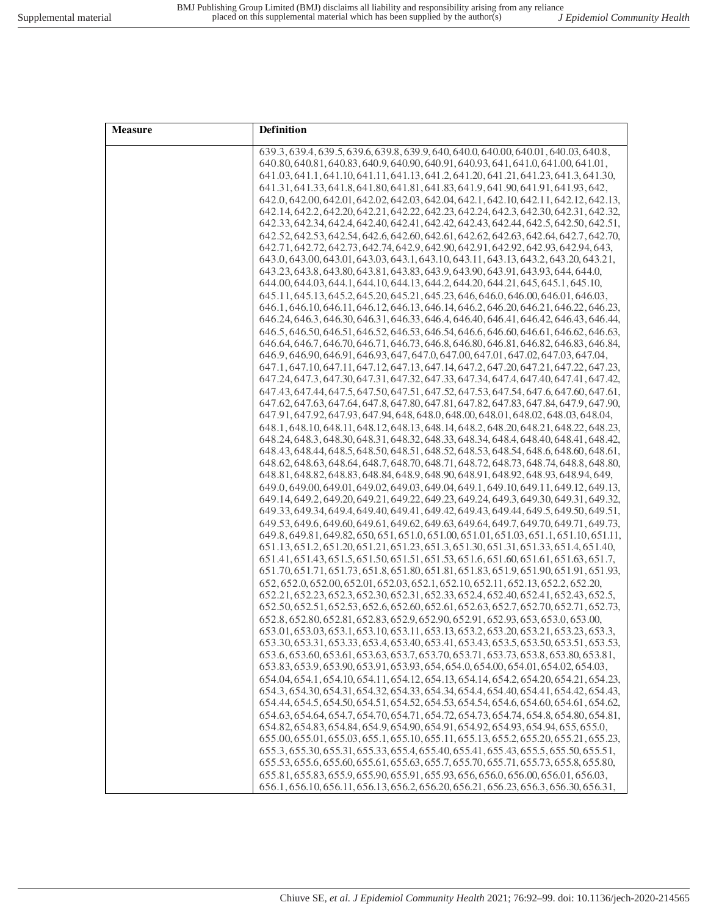| Measure | Definition |
|---|---|
| | 639.3, 639.4, 639.5, 639.6, 639.8, 639.9, 640, 640.0, 640.00, 640.01, 640.03, 640.8, 640.80, 640.81, 640.83, 640.9, 640.90, 640.91, 640.93, 641, 641.0, 641.00, 641.01, 641.03, 641.1, 641.10, 641.11, 641.13, 641.2, 641.20, 641.21, 641.23, 641.3, 641.30, 641.31, 641.33, 641.8, 641.80, 641.81, 641.83, 641.9, 641.90, 641.91, 641.93, 642, 642.0, 642.00, 642.01, 642.02, 642.03, 642.04, 642.1, 642.10, 642.11, 642.12, 642.13, 642.14, 642.2, 642.20, 642.21, 642.22, 642.23, 642.24, 642.3, 642.30, 642.31, 642.32, 642.33, 642.34, 642.4, 642.40, 642.41, 642.42, 642.43, 642.44, 642.5, 642.50, 642.51, 642.52, 642.53, 642.54, 642.6, 642.60, 642.61, 642.62, 642.63, 642.64, 642.7, 642.70, 642.71, 642.72, 642.73, 642.74, 642.9, 642.90, 642.91, 642.92, 642.93, 642.94, 643, 643.0, 643.00, 643.01, 643.03, 643.1, 643.10, 643.11, 643.13, 643.2, 643.20, 643.21, 643.23, 643.8, 643.80, 643.81, 643.83, 643.9, 643.90, 643.91, 643.93, 644, 644.0, 644.00, 644.03, 644.1, 644.10, 644.13, 644.2, 644.20, 644.21, 645, 645.1, 645.10, 645.11, 645.13, 645.2, 645.20, 645.21, 645.23, 646, 646.0, 646.00, 646.01, 646.03, 646.1, 646.10, 646.11, 646.12, 646.13, 646.14, 646.2, 646.20, 646.21, 646.22, 646.23, 646.24, 646.3, 646.30, 646.31, 646.33, 646.4, 646.40, 646.41, 646.42, 646.43, 646.44, 646.5, 646.50, 646.51, 646.52, 646.53, 646.54, 646.6, 646.60, 646.61, 646.62, 646.63, 646.64, 646.7, 646.70, 646.71, 646.73, 646.8, 646.80, 646.81, 646.82, 646.83, 646.84, 646.9, 646.90, 646.91, 646.93, 647, 647.0, 647.00, 647.01, 647.02, 647.03, 647.04, 647.1, 647.10, 647.11, 647.12, 647.13, 647.14, 647.2, 647.20, 647.21, 647.22, 647.23, 647.24, 647.3, 647.30, 647.31, 647.32, 647.33, 647.34, 647.4, 647.40, 647.41, 647.42, 647.43, 647.44, 647.5, 647.50, 647.51, 647.52, 647.53, 647.54, 647.6, 647.60, 647.61, 647.62, 647.63, 647.64, 647.8, 647.80, 647.81, 647.82, 647.83, 647.84, 647.9, 647.90, 647.91, 647.92, 647.93, 647.94, 648, 648.0, 648.00, 648.01, 648.02, 648.03, 648.04, 648.1, 648.10, 648.11, 648.12, 648.13, 648.14, 648.2, 648.20, 648.21, 648.22, 648.23, 648.24, 648.3, 648.30, 648.31, 648.32, 648.33, 648.34, 648.4, 648.40, 648.41, 648.42, 648.43, 648.44, 648.5, 648.50, 648.51, 648.52, 648.53, 648.54, 648.6, 648.60, 648.61, 648.62, 648.63, 648.64, 648.7, 648.70, 648.71, 648.72, 648.73, 648.74, 648.8, 648.80, 648.81, 648.82, 648.83, 648.84, 648.9, 648.90, 648.91, 648.92, 648.93, 648.94, 649, 649.0, 649.00, 649.01, 649.02, 649.03, 649.04, 649.1, 649.10, 649.11, 649.12, 649.13, 649.14, 649.2, 649.20, 649.21, 649.22, 649.23, 649.24, 649.3, 649.30, 649.31, 649.32, 649.33, 649.34, 649.4, 649.40, 649.41, 649.42, 649.43, 649.44, 649.5, 649.50, 649.51, 649.53, 649.6, 649.60, 649.61, 649.62, 649.63, 649.64, 649.7, 649.70, 649.71, 649.73, 649.8, 649.81, 649.82, 650, 651, 651.0, 651.00, 651.01, 651.03, 651.1, 651.10, 651.11, 651.13, 651.2, 651.20, 651.21, 651.23, 651.3, 651.30, 651.31, 651.33, 651.4, 651.40, 651.41, 651.43, 651.5, 651.50, 651.51, 651.53, 651.6, 651.60, 651.61, 651.63, 651.7, 651.70, 651.71, 651.73, 651.8, 651.80, 651.81, 651.83, 651.9, 651.90, 651.91, 651.93, 652, 652.0, 652.00, 652.01, 652.03, 652.1, 652.10, 652.11, 652.13, 652.2, 652.20, 652.21, 652.23, 652.3, 652.30, 652.31, 652.33, 652.4, 652.40, 652.41, 652.43, 652.5, 652.50, 652.51, 652.53, 652.6, 652.60, 652.61, 652.63, 652.7, 652.70, 652.71, 652.73, 652.8, 652.80, 652.81, 652.83, 652.9, 652.90, 652.91, 652.93, 653, 653.0, 653.00, 653.01, 653.03, 653.1, 653.10, 653.11, 653.13, 653.2, 653.20, 653.21, 653.23, 653.3, 653.30, 653.31, 653.33, 653.4, 653.40, 653.41, 653.43, 653.5, 653.50, 653.51, 653.53, 653.6, 653.60, 653.61, 653.63, 653.7, 653.70, 653.71, 653.73, 653.8, 653.80, 653.81, 653.83, 653.9, 653.90, 653.91, 653.93, 654, 654.0, 654.00, 654.01, 654.02, 654.03, 654.04, 654.1, 654.10, 654.11, 654.12, 654.13, 654.14, 654.2, 654.20, 654.21, 654.23, 654.3, 654.30, 654.31, 654.32, 654.33, 654.34, 654.4, 654.40, 654.41, 654.42, 654.43, 654.44, 654.5, 654.50, 654.51, 654.52, 654.53, 654.54, 654.6, 654.60, 654.61, 654.62, 654.63, 654.64, 654.7, 654.70, 654.71, 654.72, 654.73, 654.74, 654.8, 654.80, 654.81, 654.82, 654.83, 654.84, 654.9, 654.90, 654.91, 654.92, 654.93, 654.94, 655, 655.0, 655.00, 655.01, 655.03, 655.1, 655.10, 655.11, 655.13, 655.2, 655.20, 655.21, 655.23, 655.3, 655.30, 655.31, 655.33, 655.4, 655.40, 655.41, 655.43, 655.5, 655.50, 655.51, 655.53, 655.6, 655.60, 655.61, 655.63, 655.7, 655.70, 655.71, 655.73, 655.8, 655.80, 655.81, 655.83, 655.9, 655.90, 655.91, 655.93, 656, 656.0, 656.00, 656.01, 656.03, 656.1, 656.10, 656.11, 656.13, 656.2, 656.20, 656.21, 656.23, 656.3, 656.30, 656.31, |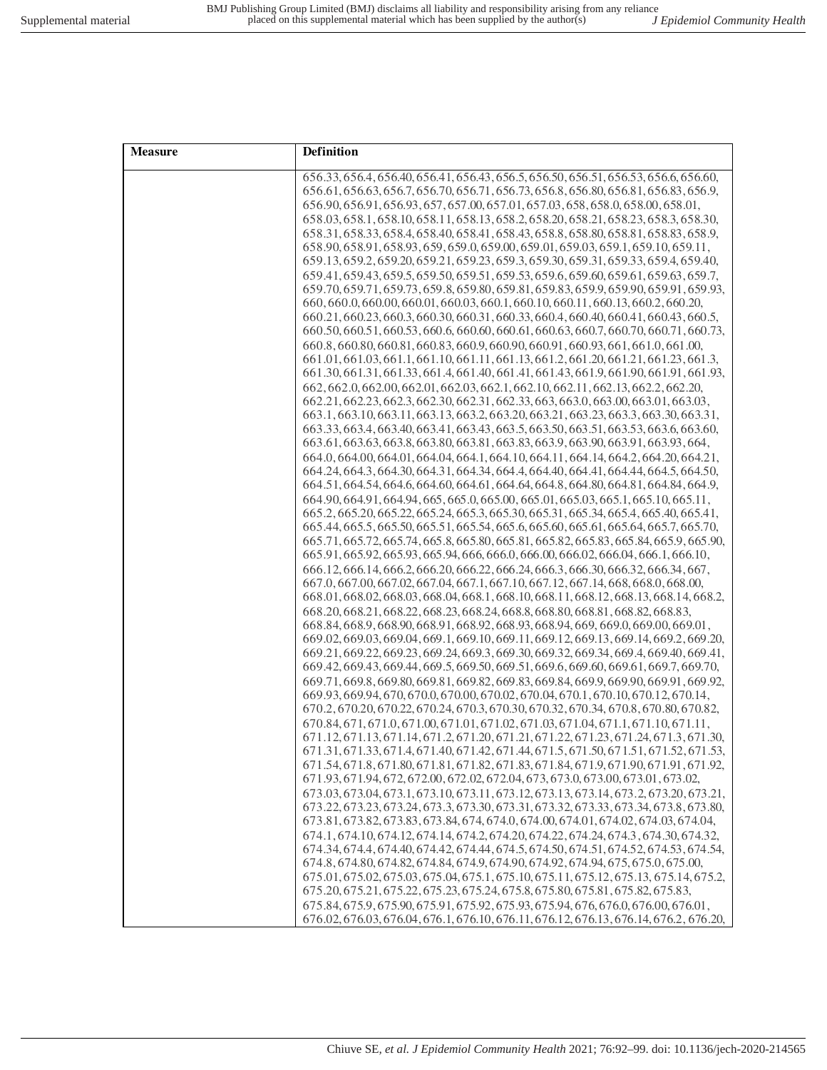| Measure | Definition |
| --- | --- |
| | 656.33, 656.4, 656.40, 656.41, 656.43, 656.5, 656.50, 656.51, 656.53, 656.6, 656.60, 656.61, 656.63, 656.7, 656.70, 656.71, 656.73, 656.8, 656.80, 656.81, 656.83, 656.9, 656.90, 656.91, 656.93, 657, 657.00, 657.01, 657.03, 658, 658.0, 658.00, 658.01, 658.03, 658.1, 658.10, 658.11, 658.13, 658.2, 658.20, 658.21, 658.23, 658.3, 658.30, 658.31, 658.33, 658.4, 658.40, 658.41, 658.43, 658.8, 658.80, 658.81, 658.83, 658.9, 658.90, 658.91, 658.93, 659, 659.0, 659.00, 659.01, 659.03, 659.1, 659.10, 659.11, 659.13, 659.2, 659.20, 659.21, 659.23, 659.3, 659.30, 659.31, 659.33, 659.4, 659.40, 659.41, 659.43, 659.5, 659.50, 659.51, 659.53, 659.6, 659.60, 659.61, 659.63, 659.7, 659.70, 659.71, 659.73, 659.8, 659.80, 659.81, 659.83, 659.9, 659.90, 659.91, 659.93, 660, 660.0, 660.00, 660.01, 660.03, 660.1, 660.10, 660.11, 660.13, 660.2, 660.20, 660.21, 660.23, 660.3, 660.30, 660.31, 660.33, 660.4, 660.40, 660.41, 660.43, 660.5, 660.50, 660.51, 660.53, 660.6, 660.60, 660.61, 660.63, 660.7, 660.70, 660.71, 660.73, 660.8, 660.80, 660.81, 660.83, 660.9, 660.90, 660.91, 660.93, 661, 661.0, 661.00, 661.01, 661.03, 661.1, 661.10, 661.11, 661.13, 661.2, 661.20, 661.21, 661.23, 661.3, 661.30, 661.31, 661.33, 661.4, 661.40, 661.41, 661.43, 661.9, 661.90, 661.91, 661.93, 662, 662.0, 662.00, 662.01, 662.03, 662.1, 662.10, 662.11, 662.13, 662.2, 662.20, 662.21, 662.23, 662.3, 662.30, 662.31, 662.33, 663, 663.0, 663.00, 663.01, 663.03, 663.1, 663.10, 663.11, 663.13, 663.2, 663.20, 663.21, 663.23, 663.3, 663.30, 663.31, 663.33, 663.4, 663.40, 663.41, 663.43, 663.5, 663.50, 663.51, 663.53, 663.6, 663.60, 663.61, 663.63, 663.8, 663.80, 663.81, 663.83, 663.9, 663.90, 663.91, 663.93, 664, 664.0, 664.00, 664.01, 664.04, 664.1, 664.10, 664.11, 664.14, 664.2, 664.20, 664.21, 664.24, 664.3, 664.30, 664.31, 664.34, 664.4, 664.40, 664.41, 664.44, 664.5, 664.50, 664.51, 664.54, 664.6, 664.60, 664.61, 664.64, 664.8, 664.80, 664.81, 664.84, 664.9, 664.90, 664.91, 664.94, 665, 665.0, 665.00, 665.01, 665.03, 665.1, 665.10, 665.11, 665.2, 665.20, 665.22, 665.24, 665.3, 665.30, 665.31, 665.34, 665.4, 665.40, 665.41, 665.44, 665.5, 665.50, 665.51, 665.54, 665.6, 665.60, 665.61, 665.64, 665.7, 665.70, 665.71, 665.72, 665.74, 665.8, 665.80, 665.81, 665.82, 665.83, 665.84, 665.9, 665.90, 665.91, 665.92, 665.93, 665.94, 666, 666.0, 666.00, 666.02, 666.04, 666.1, 666.10, 666.12, 666.14, 666.2, 666.20, 666.22, 666.24, 666.3, 666.30, 666.32, 666.34, 667, 667.0, 667.00, 667.02, 667.04, 667.1, 667.10, 667.12, 667.14, 668, 668.0, 668.00, 668.01, 668.02, 668.03, 668.04, 668.1, 668.10, 668.11, 668.12, 668.13, 668.14, 668.2, 668.20, 668.21, 668.22, 668.23, 668.24, 668.8, 668.80, 668.81, 668.82, 668.83, 668.84, 668.9, 668.90, 668.91, 668.92, 668.93, 668.94, 669, 669.0, 669.00, 669.01, 669.02, 669.03, 669.04, 669.1, 669.10, 669.11, 669.12, 669.13, 669.14, 669.2, 669.20, 669.21, 669.22, 669.23, 669.24, 669.3, 669.30, 669.32, 669.34, 669.4, 669.40, 669.41, 669.42, 669.43, 669.44, 669.5, 669.50, 669.51, 669.6, 669.60, 669.61, 669.7, 669.70, 669.71, 669.8, 669.80, 669.81, 669.82, 669.83, 669.84, 669.9, 669.90, 669.91, 669.92, 669.93, 669.94, 670, 670.0, 670.00, 670.02, 670.04, 670.1, 670.10, 670.12, 670.14, 670.2, 670.20, 670.22, 670.24, 670.3, 670.30, 670.32, 670.34, 670.8, 670.80, 670.82, 670.84, 671, 671.0, 671.00, 671.01, 671.02, 671.03, 671.04, 671.1, 671.10, 671.11, 671.12, 671.13, 671.14, 671.2, 671.20, 671.21, 671.22, 671.23, 671.24, 671.3, 671.30, 671.31, 671.33, 671.4, 671.40, 671.42, 671.44, 671.5, 671.50, 671.51, 671.52, 671.53, 671.54, 671.8, 671.80, 671.81, 671.82, 671.83, 671.84, 671.9, 671.90, 671.91, 671.92, 671.93, 671.94, 672, 672.00, 672.02, 672.04, 673, 673.0, 673.00, 673.01, 673.02, 673.03, 673.04, 673.1, 673.10, 673.11, 673.12, 673.13, 673.14, 673.2, 673.20, 673.21, 673.22, 673.23, 673.24, 673.3, 673.30, 673.31, 673.32, 673.33, 673.34, 673.8, 673.80, 673.81, 673.82, 673.83, 673.84, 674, 674.0, 674.00, 674.01, 674.02, 674.03, 674.04, 674.1, 674.10, 674.12, 674.14, 674.2, 674.20, 674.22, 674.24, 674.3, 674.30, 674.32, 674.34, 674.4, 674.40, 674.42, 674.44, 674.5, 674.50, 674.51, 674.52, 674.53, 674.54, 674.8, 674.80, 674.82, 674.84, 674.9, 674.90, 674.92, 674.94, 675, 675.0, 675.00, 675.01, 675.02, 675.03, 675.04, 675.1, 675.10, 675.11, 675.12, 675.13, 675.14, 675.2, 675.20, 675.21, 675.22, 675.23, 675.24, 675.8, 675.80, 675.81, 675.82, 675.83, 675.84, 675.9, 675.90, 675.91, 675.92, 675.93, 675.94, 676, 676.0, 676.00, 676.01, 676.02, 676.03, 676.04, 676.1, 676.10, 676.11, 676.12, 676.13, 676.14, 676.2, 676.20, |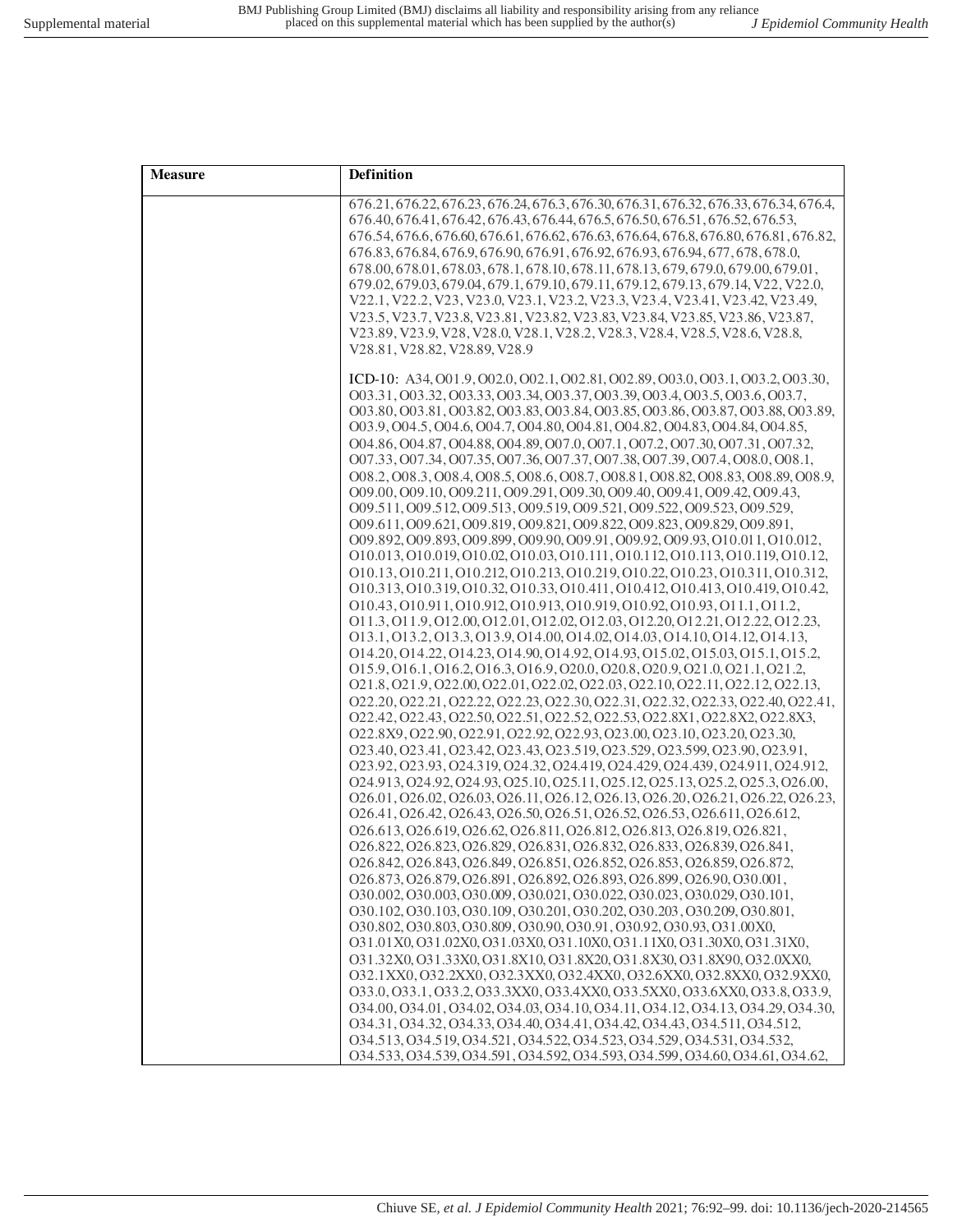| Measure | Definition |
|---|---|
| | 676.21, 676.22, 676.23, 676.24, 676.3, 676.30, 676.31, 676.32, 676.33, 676.34, 676.4, 676.40, 676.41, 676.42, 676.43, 676.44, 676.5, 676.50, 676.51, 676.52, 676.53, 676.54, 676.6, 676.60, 676.61, 676.62, 676.63, 676.64, 676.8, 676.80, 676.81, 676.82, 676.83, 676.84, 676.9, 676.90, 676.91, 676.92, 676.93, 676.94, 677, 678, 678.0, 678.00, 678.01, 678.03, 678.1, 678.10, 678.11, 678.13, 679, 679.0, 679.00, 679.01, 679.02, 679.03, 679.04, 679.1, 679.10, 679.11, 679.12, 679.13, 679.14, V22, V22.0, V22.1, V22.2, V23, V23.0, V23.1, V23.2, V23.3, V23.4, V23.41, V23.42, V23.49, V23.5, V23.7, V23.8, V23.81, V23.82, V23.83, V23.84, V23.85, V23.86, V23.87, V23.89, V23.9, V28, V28.0, V28.1, V28.2, V28.3, V28.4, V28.5, V28.6, V28.8, V28.81, V28.82, V28.89, V28.9<br><br>**ICD-10**: A34, O01.9, O02.0, O02.1, O02.81, O02.89, O03.0, O03.1, O03.2, O03.30, O03.31, O03.32, O03.33, O03.34, O03.37, O03.39, O03.4, O03.5, O03.6, O03.7, O03.80, O03.81, O03.82, O03.83, O03.84, O03.85, O03.86, O03.87, O03.88, O03.89, O03.9, O04.5, O04.6, O04.7, O04.80, O04.81, O04.82, O04.83, O04.84, O04.85, O04.86, O04.87, O04.88, O04.89, O07.0, O07.1, O07.2, O07.30, O07.31, O07.32, O07.33, O07.34, O07.35, O07.36, O07.37, O07.38, O07.39, O07.4, O08.0, O08.1, O08.2, O08.3, O08.4, O08.5, O08.6, O08.7, O08.81, O08.82, O08.83, O08.89, O08.9, O09.00, O09.10, O09.211, O09.291, O09.30, O09.40, O09.41, O09.42, O09.43, O09.511, O09.512, O09.513, O09.519, O09.521, O09.522, O09.523, O09.529, O09.611, O09.621, O09.819, O09.821, O09.822, O09.823, O09.829, O09.891, O09.892, O09.893, O09.899, O09.90, O09.91, O09.92, O09.93, O10.011, O10.012, O10.013, O10.019, O10.02, O10.03, O10.111, O10.112, O10.113, O10.119, O10.12, O10.13, O10.211, O10.212, O10.213, O10.219, O10.22, O10.23, O10.311, O10.312, O10.313, O10.319, O10.32, O10.33, O10.411, O10.412, O10.413, O10.419, O10.42, O10.43, O10.911, O10.912, O10.913, O10.919, O10.92, O10.93, O11.1, O11.2, O11.3, O11.9, O12.00, O12.01, O12.02, O12.03, O12.20, O12.21, O12.22, O12.23, O13.1, O13.2, O13.3, O13.9, O14.00, O14.02, O14.03, O14.10, O14.12, O14.13, O14.20, O14.22, O14.23, O14.90, O14.92, O14.93, O15.02, O15.03, O15.1, O15.2, O15.9, O16.1, O16.2, O16.3, O16.9, O20.0, O20.8, O20.9, O21.0, O21.1, O21.2, O21.8, O21.9, O22.00, O22.01, O22.02, O22.03, O22.10, O22.11, O22.12, O22.13, O22.20, O22.21, O22.22, O22.23, O22.30, O22.31, O22.32, O22.33, O22.40, O22.41, O22.42, O22.43, O22.50, O22.51, O22.52, O22.53, O22.8X1, O22.8X2, O22.8X3, O22.8X9, O22.90, O22.91, O22.92, O22.93, O23.00, O23.10, O23.20, O23.30, O23.40, O23.41, O23.42, O23.43, O23.519, O23.529, O23.599, O23.90, O23.91, O23.92, O23.93, O24.319, O24.32, O24.419, O24.429, O24.439, O24.911, O24.912, O24.913, O24.92, O24.93, O25.10, O25.11, O25.12, O25.13, O25.2, O25.3, O26.00, O26.01, O26.02, O26.03, O26.11, O26.12, O26.13, O26.20, O26.21, O26.22, O26.23, O26.41, O26.42, O26.43, O26.50, O26.51, O26.52, O26.53, O26.611, O26.612, O26.613, O26.619, O26.62, O26.811, O26.812, O26.813, O26.819, O26.821, O26.822, O26.823, O26.829, O26.831, O26.832, O26.833, O26.839, O26.841, O26.842, O26.843, O26.849, O26.851, O26.852, O26.853, O26.859, O26.872, O26.873, O26.879, O26.891, O26.892, O26.893, O26.899, O26.90, O30.001, O30.002, O30.003, O30.009, O30.021, O30.022, O30.023, O30.029, O30.101, O30.102, O30.103, O30.109, O30.201, O30.202, O30.203, O30.209, O30.801, O30.802, O30.803, O30.809, O30.90, O30.91, O30.92, O30.93, O31.00X0, O31.01X0, O31.02X0, O31.03X0, O31.10X0, O31.11X0, O31.30X0, O31.31X0, O31.32X0, O31.33X0, O31.8X10, O31.8X20, O31.8X30, O31.8X90, O32.0XX0, O32.1XX0, O32.2XX0, O32.3XX0, O32.4XX0, O32.6XX0, O32.8XX0, O32.9XX0, O33.0, O33.1, O33.2, O33.3XX0, O33.4XX0, O33.5XX0, O33.6XX0, O33.8, O33.9, O34.00, O34.01, O34.02, O34.03, O34.10, O34.11, O34.12, O34.13, O34.29, O34.30, O34.31, O34.32, O34.33, O34.40, O34.41, O34.42, O34.43, O34.511, O34.512, O34.513, O34.519, O34.521, O34.522, O34.523, O34.529, O34.531, O34.532, O34.533, O34.539, O34.591, O34.592, O34.593, O34.599, O34.60, O34.61, O34.62, |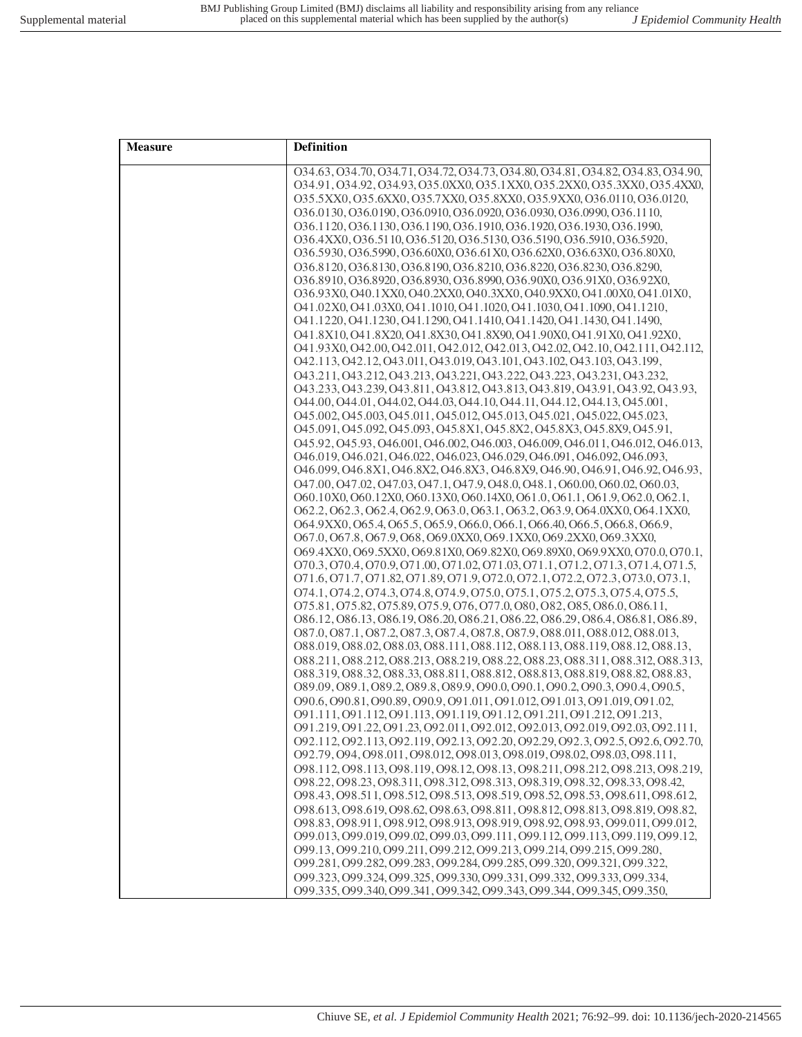| Measure | Definition |
| --- | --- |
| | O34.63, O34.70, O34.71, O34.72, O34.73, O34.80, O34.81, O34.82, O34.83, O34.90, O34.91, O34.92, O34.93, O35.0XX0, O35.1XX0, O35.2XX0, O35.3XX0, O35.4XX0, O35.5XX0, O35.6XX0, O35.7XX0, O35.8XX0, O35.9XX0, O36.0110, O36.0120, O36.0130, O36.0190, O36.0910, O36.0920, O36.0930, O36.0990, O36.1110, O36.1120, O36.1130, O36.1190, O36.1910, O36.1920, O36.1930, O36.1990, O36.4XX0, O36.5110, O36.5120, O36.5130, O36.5190, O36.5910, O36.5920, O36.5930, O36.5990, O36.60X0, O36.61X0, O36.62X0, O36.63X0, O36.80X0, O36.8120, O36.8130, O36.8190, O36.8210, O36.8220, O36.8230, O36.8290, O36.8910, O36.8920, O36.8930, O36.8990, O36.90X0, O36.91X0, O36.92X0, O36.93X0, O40.1XX0, O40.2XX0, O40.3XX0, O40.9XX0, O41.00X0, O41.01X0, O41.02X0, O41.03X0, O41.1010, O41.1020, O41.1030, O41.1090, O41.1210, O41.1220, O41.1230, O41.1290, O41.1410, O41.1420, O41.1430, O41.1490, O41.8X10, O41.8X20, O41.8X30, O41.8X90, O41.90X0, O41.91X0, O41.92X0, O41.93X0, O42.00, O42.011, O42.012, O42.013, O42.02, O42.10, O42.111, O42.112, O42.113, O42.12, O43.011, O43.019, O43.101, O43.102, O43.103, O43.199, O43.211, O43.212, O43.213, O43.221, O43.222, O43.223, O43.231, O43.232, O43.233, O43.239, O43.811, O43.812, O43.813, O43.819, O43.91, O43.92, O43.93, O44.00, O44.01, O44.02, O44.03, O44.10, O44.11, O44.12, O44.13, O45.001, O45.002, O45.003, O45.011, O45.012, O45.013, O45.021, O45.022, O45.023, O45.091, O45.092, O45.093, O45.8X1, O45.8X2, O45.8X3, O45.8X9, O45.91, O45.92, O45.93, O46.001, O46.002, O46.003, O46.009, O46.011, O46.012, O46.013, O46.019, O46.021, O46.022, O46.023, O46.029, O46.091, O46.092, O46.093, O46.099, O46.8X1, O46.8X2, O46.8X3, O46.8X9, O46.90, O46.91, O46.92, O46.93, O47.00, O47.02, O47.03, O47.1, O47.9, O48.0, O48.1, O60.00, O60.02, O60.03, O60.10X0, O60.12X0, O60.13X0, O60.14X0, O61.0, O61.1, O61.9, O62.0, O62.1, O62.2, O62.3, O62.4, O62.9, O63.0, O63.1, O63.2, O63.9, O64.0XX0, O64.1XX0, O64.9XX0, O65.4, O65.5, O65.9, O66.0, O66.1, O66.40, O66.5, O66.8, O66.9, O67.0, O67.8, O67.9, O68, O69.0XX0, O69.1XX0, O69.2XX0, O69.3XX0, O69.4XX0, O69.5XX0, O69.81X0, O69.82X0, O69.89X0, O69.9XX0, O70.0, O70.1, O70.3, O70.4, O70.9, O71.00, O71.02, O71.03, O71.1, O71.2, O71.3, O71.4, O71.5, O71.6, O71.7, O71.82, O71.89, O71.9, O72.0, O72.1, O72.2, O72.3, O73.0, O73.1, O74.1, O74.2, O74.3, O74.8, O74.9, O75.0, O75.1, O75.2, O75.3, O75.4, O75.5, O75.81, O75.82, O75.89, O75.9, O76, O77.0, O80, O82, O85, O86.0, O86.11, O86.12, O86.13, O86.19, O86.20, O86.21, O86.22, O86.29, O86.4, O86.81, O86.89, O87.0, O87.1, O87.2, O87.3, O87.4, O87.8, O87.9, O88.011, O88.012, O88.013, O88.019, O88.02, O88.03, O88.111, O88.112, O88.113, O88.119, O88.12, O88.13, O88.211, O88.212, O88.213, O88.219, O88.22, O88.23, O88.311, O88.312, O88.313, O88.319, O88.32, O88.33, O88.811, O88.812, O88.813, O88.819, O88.82, O88.83, O89.09, O89.1, O89.2, O89.8, O89.9, O90.0, O90.1, O90.2, O90.3, O90.4, O90.5, O90.6, O90.81, O90.89, O90.9, O91.011, O91.012, O91.013, O91.019, O91.02, O91.111, O91.112, O91.113, O91.119, O91.12, O91.211, O91.212, O91.213, O91.219, O91.22, O91.23, O92.011, O92.012, O92.013, O92.019, O92.03, O92.111, O92.112, O92.113, O92.119, O92.13, O92.20, O92.29, O92.3, O92.5, O92.6, O92.70, O92.79, O94, O98.011, O98.012, O98.013, O98.019, O98.02, O98.03, O98.111, O98.112, O98.113, O98.119, O98.12, O98.13, O98.211, O98.212, O98.213, O98.219, O98.22, O98.23, O98.311, O98.312, O98.313, O98.319, O98.32, O98.33, O98.42, O98.43, O98.511, O98.512, O98.513, O98.519, O98.52, O98.53, O98.611, O98.612, O98.613, O98.619, O98.62, O98.63, O98.811, O98.812, O98.813, O98.819, O98.82, O98.83, O98.911, O98.912, O98.913, O98.919, O98.92, O98.93, O99.011, O99.012, O99.013, O99.019, O99.02, O99.03, O99.111, O99.112, O99.113, O99.119, O99.12, O99.13, O99.210, O99.211, O99.212, O99.213, O99.214, O99.215, O99.280, O99.281, O99.282, O99.283, O99.284, O99.285, O99.320, O99.321, O99.322, O99.323, O99.324, O99.325, O99.330, O99.331, O99.332, O99.333, O99.334, O99.335, O99.340, O99.341, O99.342, O99.343, O99.344, O99.345, O99.350, |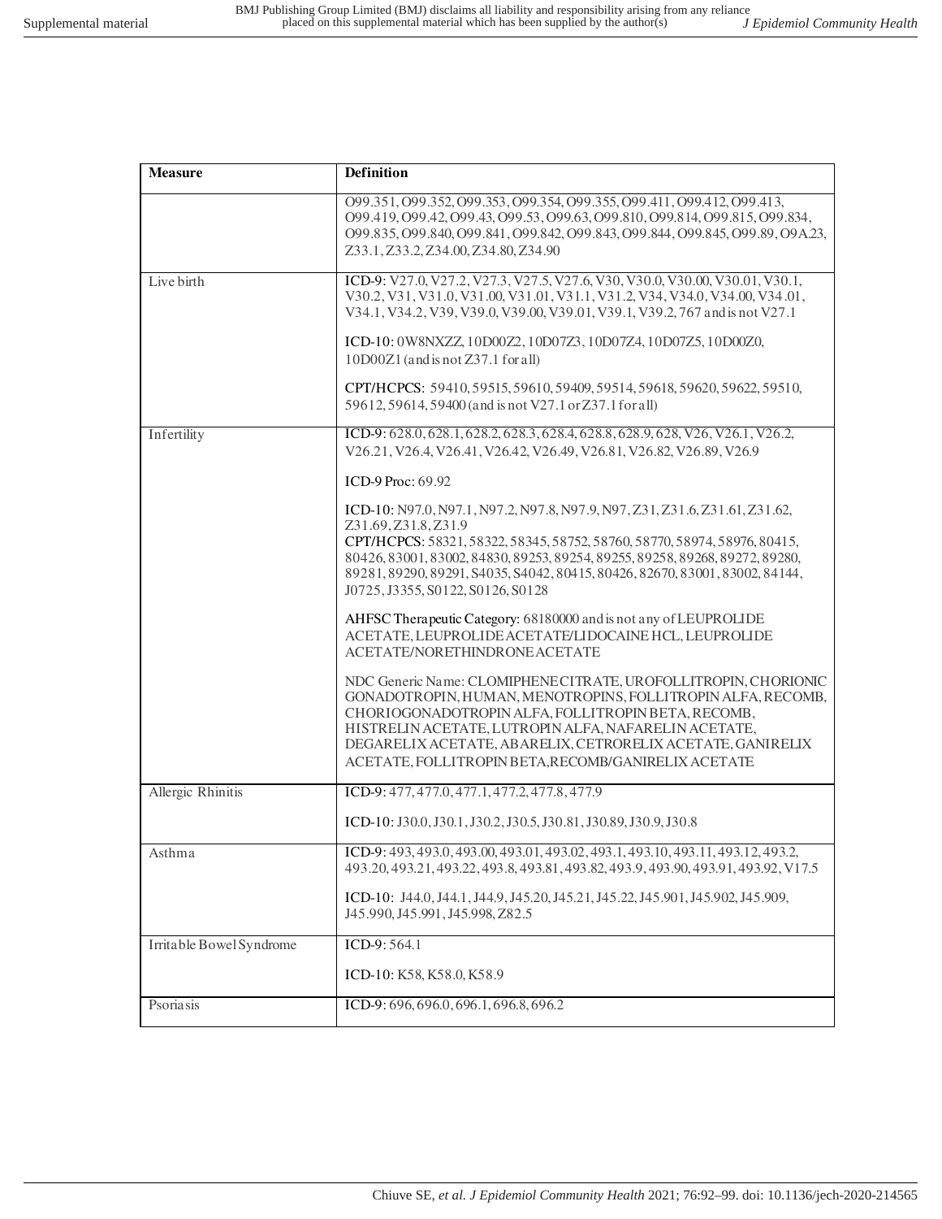| Measure | Definition |
| --- | --- |
| | O99.351, O99.352, O99.353, O99.354, O99.355, O99.411, O99.412, O99.413, O99.419, O99.42, O99.43, O99.53, O99.63, O99.810, O99.814, O99.815, O99.834, O99.835, O99.840, O99.841, O99.842, O99.843, O99.844, O99.845, O99.89, O9A.23, Z33.1, Z33.2, Z34.00, Z34.80, Z34.90 |
| Live birth | ICD-9: V27.0, V27.2, V27.3, V27.5, V27.6, V30, V30.0, V30.00, V30.01, V30.1, V30.2, V31, V31.0, V31.00, V31.01, V31.1, V31.2, V34, V34.0, V34.00, V34.01, V34.1, V34.2, V39, V39.0, V39.00, V39.01, V39.1, V39.2, 767 and is not V27.1<br><br>ICD-10: 0W8NXZZ, 10D00Z2, 10D07Z3, 10D07Z4, 10D07Z5, 10D00Z0, 10D00Z1 (and is not Z37.1 for all)<br><br>CPT/HCPCS: 59410, 59515, 59610, 59409, 59514, 59618, 59620, 59622, 59510, 59612, 59614, 59400 (and is not V27.1 or Z37.1 for all) |
| Infertility | ICD-9: 628.0, 628.1, 628.2, 628.3, 628.4, 628.8, 628.9, 628, V26, V26.1, V26.2, V26.21, V26.4, V26.41, V26.42, V26.49, V26.81, V26.82, V26.89, V26.9<br><br>ICD-9 Proc: 69.92<br><br>ICD-10: N97.0, N97.1, N97.2, N97.8, N97.9, N97, Z31, Z31.6, Z31.61, Z31.62, Z31.69, Z31.8, Z31.9<br>CPT/HCPCS: 58321, 58322, 58345, 58752, 58760, 58770, 58974, 58976, 80415, 80426, 83001, 83002, 84830, 89253, 89254, 89255, 89258, 89268, 89272, 89280, 89281, 89290, 89291, S4035, S4042, 80415, 80426, 82670, 83001, 83002, 84144, J0725, J3355, S0122, S0126, S0128<br><br>AHFSC Therapeutic Category: 68180000 and is not any of LEUPROLIDE ACETATE, LEUPROLIDE ACETATE/LIDOCAINE HCL, LEUPROLIDE ACETATE/NORETHINDRONE ACETATE<br><br>NDC Generic Name: CLOMIPHENE CITRATE, UROFOLLITROPIN, CHORIONIC GONADOTROPIN, HUMAN, MENOTROPINS, FOLLITROPIN ALFA, RECOMB, CHORIOGONADOTROPIN ALFA, FOLLITROPIN BETA, RECOMB, HISTRELIN ACETATE, LUTROPIN ALFA, NAFARELIN ACETATE, DEGARELIX ACETATE, ABARELIX, CETRORELIX ACETATE, GANIRELIX ACETATE, FOLLITROPIN BETA,RECOMB/GANIRELIX ACETATE |
| Allergic Rhinitis | ICD-9: 477, 477.0, 477.1, 477.2, 477.8, 477.9<br><br>ICD-10: J30.0, J30.1, J30.2, J30.5, J30.81, J30.89, J30.9, J30.8 |
| Asthma | ICD-9: 493, 493.0, 493.00, 493.01, 493.02, 493.1, 493.10, 493.11, 493.12, 493.2, 493.20, 493.21, 493.22, 493.8, 493.81, 493.82, 493.9, 493.90, 493.91, 493.92, V17.5<br><br>ICD-10: J44.0, J44.1, J44.9, J45.20, J45.21, J45.22, J45.901, J45.902, J45.909, J45.990, J45.991, J45.998, Z82.5 |
| Irritable Bowel Syndrome | ICD-9: 564.1<br><br>ICD-10: K58, K58.0, K58.9 |
| Psoriasis | ICD-9: 696, 696.0, 696.1, 696.8, 696.2 |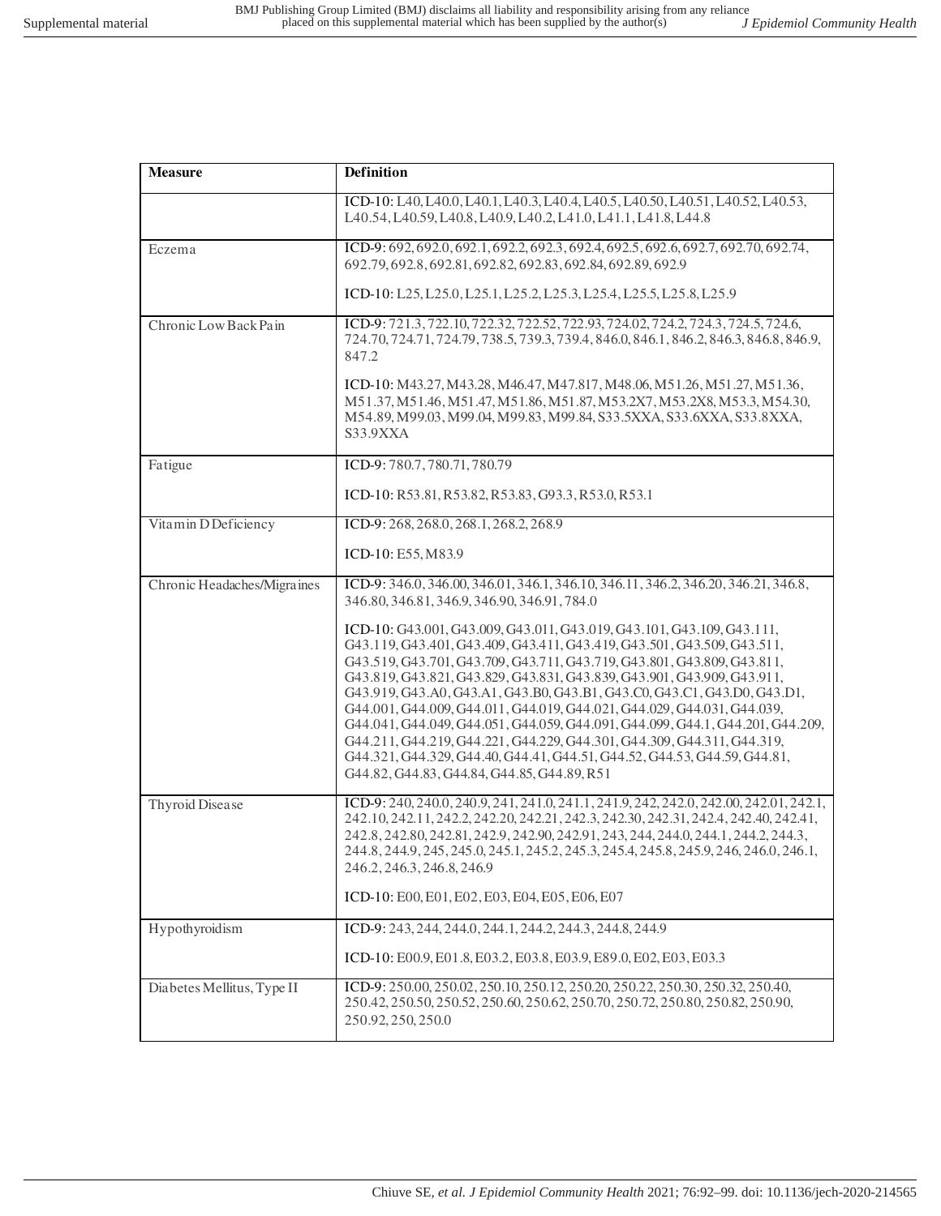| Measure | Definition |
|---|---|
| | ICD-10: L40, L40.0, L40.1, L40.3, L40.4, L40.5, L40.50, L40.51, L40.52, L40.53, L40.54, L40.59, L40.8, L40.9, L40.2, L41.0, L41.1, L41.8, L44.8 |
| Eczema | ICD-9: 692, 692.0, 692.1, 692.2, 692.3, 692.4, 692.5, 692.6, 692.7, 692.70, 692.74, 692.79, 692.8, 692.81, 692.82, 692.83, 692.84, 692.89, 692.9<br><br>ICD-10: L25, L25.0, L25.1, L25.2, L25.3, L25.4, L25.5, L25.8, L25.9 |
| Chronic Low Back Pain | ICD-9: 721.3, 722.10, 722.32, 722.52, 722.93, 724.02, 724.2, 724.3, 724.5, 724.6, 724.70, 724.71, 724.79, 738.5, 739.3, 739.4, 846.0, 846.1, 846.2, 846.3, 846.8, 846.9, 847.2<br><br>ICD-10: M43.27, M43.28, M46.47, M47.817, M48.06, M51.26, M51.27, M51.36, M51.37, M51.46, M51.47, M51.86, M51.87, M53.2X7, M53.2X8, M53.3, M54.30, M54.89, M99.03, M99.04, M99.83, M99.84, S33.5XXA, S33.6XXA, S33.8XXA, S33.9XXA |
| Fatigue | ICD-9: 780.7, 780.71, 780.79<br><br>ICD-10: R53.81, R53.82, R53.83, G93.3, R53.0, R53.1 |
| Vitamin D Deficiency | ICD-9: 268, 268.0, 268.1, 268.2, 268.9<br><br>ICD-10: E55, M83.9 |
| Chronic Headaches/Migraines | ICD-9: 346.0, 346.00, 346.01, 346.1, 346.10, 346.11, 346.2, 346.20, 346.21, 346.8, 346.80, 346.81, 346.9, 346.90, 346.91, 784.0<br><br>ICD-10: G43.001, G43.009, G43.011, G43.019, G43.101, G43.109, G43.111, G43.119, G43.401, G43.409, G43.411, G43.419, G43.501, G43.509, G43.511, G43.519, G43.701, G43.709, G43.711, G43.719, G43.801, G43.809, G43.811, G43.819, G43.821, G43.829, G43.831, G43.839, G43.901, G43.909, G43.911, G43.919, G43.A0, G43.A1, G43.B0, G43.B1, G43.C0, G43.C1, G43.D0, G43.D1, G44.001, G44.009, G44.011, G44.019, G44.021, G44.029, G44.031, G44.039, G44.041, G44.049, G44.051, G44.059, G44.091, G44.099, G44.1, G44.201, G44.209, G44.211, G44.219, G44.221, G44.229, G44.301, G44.309, G44.311, G44.319, G44.321, G44.329, G44.40, G44.41, G44.51, G44.52, G44.53, G44.59, G44.81, G44.82, G44.83, G44.84, G44.85, G44.89, R51 |
| Thyroid Disease | ICD-9: 240, 240.0, 240.9, 241, 241.0, 241.1, 241.9, 242, 242.0, 242.00, 242.01, 242.1, 242.10, 242.11, 242.2, 242.20, 242.21, 242.3, 242.30, 242.31, 242.4, 242.40, 242.41, 242.8, 242.80, 242.81, 242.9, 242.90, 242.91, 243, 244, 244.0, 244.1, 244.2, 244.3, 244.8, 244.9, 245, 245.0, 245.1, 245.2, 245.3, 245.4, 245.8, 245.9, 246, 246.0, 246.1, 246.2, 246.3, 246.8, 246.9<br><br>ICD-10: E00, E01, E02, E03, E04, E05, E06, E07 |
| Hypothyroidism | ICD-9: 243, 244, 244.0, 244.1, 244.2, 244.3, 244.8, 244.9<br><br>ICD-10: E00.9, E01.8, E03.2, E03.8, E03.9, E89.0, E02, E03, E03.3 |
| Diabetes Mellitus, Type II | ICD-9: 250.00, 250.02, 250.10, 250.12, 250.20, 250.22, 250.30, 250.32, 250.40, 250.42, 250.50, 250.52, 250.60, 250.62, 250.70, 250.72, 250.80, 250.82, 250.90, 250.92, 250, 250.0 |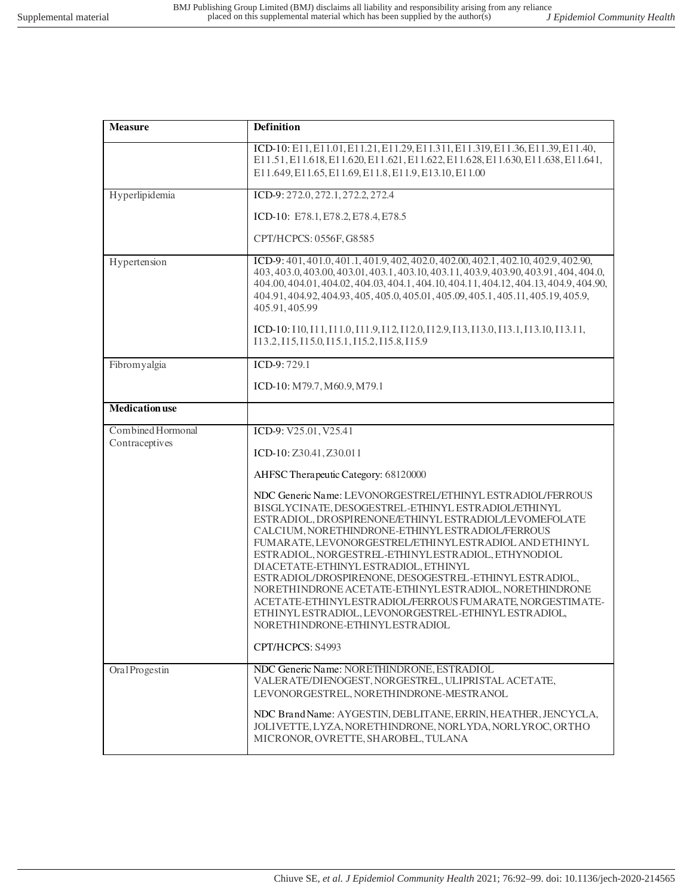| Measure | Definition |
|---|---|
| | ICD-10: E11, E11.01, E11.21, E11.29, E11.311, E11.319, E11.36, E11.39, E11.40, E11.51, E11.618, E11.620, E11.621, E11.622, E11.628, E11.630, E11.638, E11.641, E11.649, E11.65, E11.69, E11.8, E11.9, E13.10, E11.00 |
| Hyperlipidemia | ICD-9: 272.0, 272.1, 272.2, 272.4<br><br>ICD-10: E78.1, E78.2, E78.4, E78.5<br><br>CPT/HCPCS: 0556F, G8585 |
| Hypertension | ICD-9: 401, 401.0, 401.1, 401.9, 402, 402.0, 402.00, 402.1, 402.10, 402.9, 402.90, 403, 403.0, 403.00, 403.01, 403.1, 403.10, 403.11, 403.9, 403.90, 403.91, 404, 404.0, 404.00, 404.01, 404.02, 404.03, 404.1, 404.10, 404.11, 404.12, 404.13, 404.9, 404.90, 404.91, 404.92, 404.93, 405, 405.0, 405.01, 405.09, 405.1, 405.11, 405.19, 405.9, 405.91, 405.99<br><br>ICD-10: I10, I11, I11.0, I11.9, I12, I12.0, I12.9, I13, I13.0, I13.1, I13.10, I13.11, I13.2, I15, I15.0, I15.1, I15.2, I15.8, I15.9 |
| Fibromyalgia | ICD-9: 729.1<br><br>ICD-10: M79.7, M60.9, M79.1 |
| **Medication use** | |
| Combined Hormonal Contraceptives | ICD-9: V25.01, V25.41<br><br>ICD-10: Z30.41, Z30.011<br><br>AHFSC Therapeutic Category: 68120000<br><br>NDC Generic Name: LEVONORGESTREL/ETHINYL ESTRADIOL/FERROUS BISGLYCINATE, DESOGESTREL-ETHINYL ESTRADIOL/ETHINYL ESTRADIOL, DROSPIRENONE/ETHINYL ESTRADIOL/LEVOMEFOLATE CALCIUM, NORETHINDRONE-ETHINYL ESTRADIOL/FERROUS FUMARATE, LEVONORGESTREL/ETHINYL ESTRADIOL AND ETHINYL ESTRADIOL, NORGESTREL-ETHINYL ESTRADIOL, ETHYNODIOL DIACETATE-ETHINYL ESTRADIOL, ETHINYL ESTRADIOL/DROSPIRENONE, DESOGESTREL-ETHINYL ESTRADIOL, NORETHINDRONE ACETATE-ETHINYL ESTRADIOL, NORETHINDRONE ACETATE-ETHINYL ESTRADIOL/FERROUS FUMARATE, NORGESTIMATE-ETHINYL ESTRADIOL, LEVONORGESTREL-ETHINYL ESTRADIOL, NORETHINDRONE-ETHINYL ESTRADIOL<br><br>CPT/HCPCS: S4993 |
| Oral Progestin | NDC Generic Name: NORETHINDRONE, ESTRADIOL VALERATE/DIENOGEST, NORGESTREL, ULIPRISTAL ACETATE, LEVONORGESTREL, NORETHINDRONE-MESTRANOL<br><br>NDC Brand Name: AYGESTIN, DEBLITANE, ERRIN, HEATHER, JENCYCLA, JOLIVETTE, LYZA, NORETHINDRONE, NORLYDA, NORLYROC, ORTHO MICRONOR, OVRETTE, SHAROBEL, TULANA |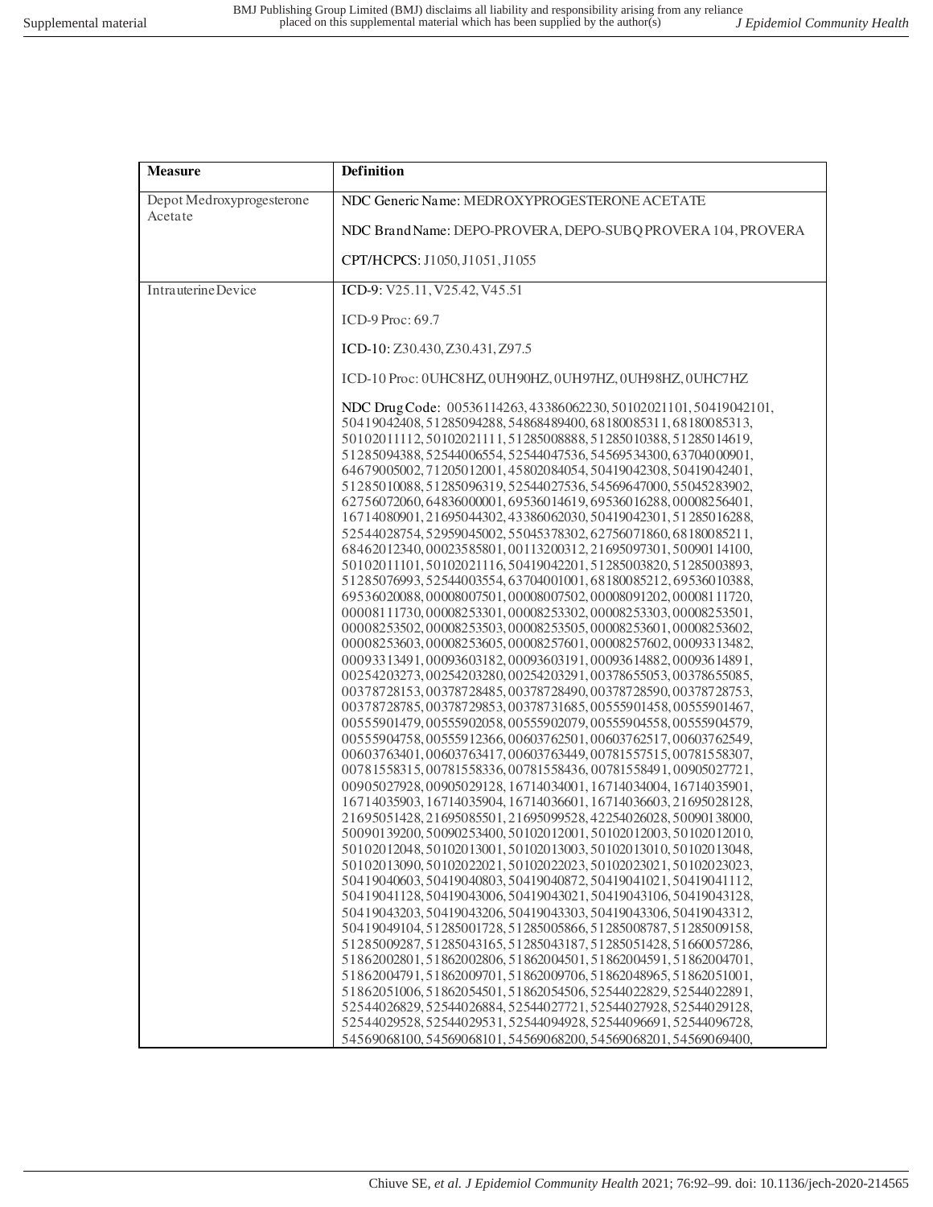| Measure | Definition |
|---|---|
| Depot Medroxyprogesterone Acetate | NDC Generic Name: MEDROXYPROGESTERONE ACETATE<br><br>NDC Brand Name: DEPO-PROVERA, DEPO-SUBQ PROVERA 104, PROVERA<br><br>CPT/HCPCS: J1050, J1051, J1055 |
| Intrauterine Device | ICD-9: V25.11, V25.42, V45.51<br><br>ICD-9 Proc: 69.7<br><br>ICD-10: Z30.430, Z30.431, Z97.5<br><br>ICD-10 Proc: 0UHC8HZ, 0UH90HZ, 0UH97HZ, 0UH98HZ, 0UHC7HZ<br><br>NDC Drug Code: 00536114263, 43386062230, 50102021101, 50419042101, 50419042408, 51285094288, 54868489400, 68180085311, 68180085313, 50102011112, 50102021111, 51285008888, 51285010388, 51285014619, 51285094388, 52544006554, 52544047536, 54569534300, 63704000901, 64679005002, 71205012001, 45802084054, 50419042308, 50419042401, 51285010088, 51285096319, 52544027536, 54569647000, 55045283902, 62756072060, 64836000001, 69536014619, 69536016288, 00008256401, 16714080901, 21695044302, 43386062030, 50419042301, 51285016288, 52544028754, 52959045002, 55045378302, 62756071860, 68180085211, 68462012340, 00023585801, 00113200312, 21695097301, 50090114100, 50102011101, 50102021116, 50419042201, 51285003820, 51285003893, 51285076993, 52544003554, 63704001001, 68180085212, 69536010388, 69536020088, 00008007501, 00008007502, 00008091202, 00008111720, 00008111730, 00008253301, 00008253302, 00008253303, 00008253501, 00008253502, 00008253503, 00008253505, 00008253601, 00008253602, 00008253603, 00008253605, 00008257601, 00008257602, 00093313482, 00093313491, 00093603182, 00093603191, 00093614882, 00093614891, 00254203273, 00254203280, 00254203291, 00378655053, 00378655085, 00378728153, 00378728485, 00378728490, 00378728590, 00378728753, 00378728785, 00378729853, 00378731685, 00555901458, 00555901467, 00555901479, 00555902058, 00555902079, 00555904558, 00555904579, 00555904758, 00555912366, 00603762501, 00603762517, 00603762549, 00603763401, 00603763417, 00603763449, 00781557515, 00781558307, 00781558315, 00781558336, 00781558436, 00781558491, 00905027721, 00905027928, 00905029128, 16714034001, 16714034004, 16714035901, 16714035903, 16714035904, 16714036601, 16714036603, 21695028128, 21695051428, 21695085501, 21695099528, 42254026028, 50090138000, 50090139200, 50090253400, 50102012001, 50102012003, 50102012010, 50102012048, 50102013001, 50102013003, 50102013010, 50102013048, 50102013090, 50102022021, 50102022023, 50102023021, 50102023023, 50419040603, 50419040803, 50419040872, 50419041021, 50419041112, 50419041128, 50419043006, 50419043021, 50419043106, 50419043128, 50419043203, 50419043206, 50419043303, 50419043306, 50419043312, 50419049104, 51285001728, 51285005866, 51285008787, 51285009158, 51285009287, 51285043165, 51285043187, 51285051428, 51660057286, 51862002801, 51862002806, 51862004501, 51862004591, 51862004701, 51862004791, 51862009701, 51862009706, 51862048965, 51862051001, 51862051006, 51862054501, 51862054506, 52544022829, 52544022891, 52544026829, 52544026884, 52544027721, 52544027928, 52544029128, 52544029528, 52544029531, 52544094928, 52544096691, 52544096728, 54569068100, 54569068101, 54569068200, 54569068201, 54569069400, |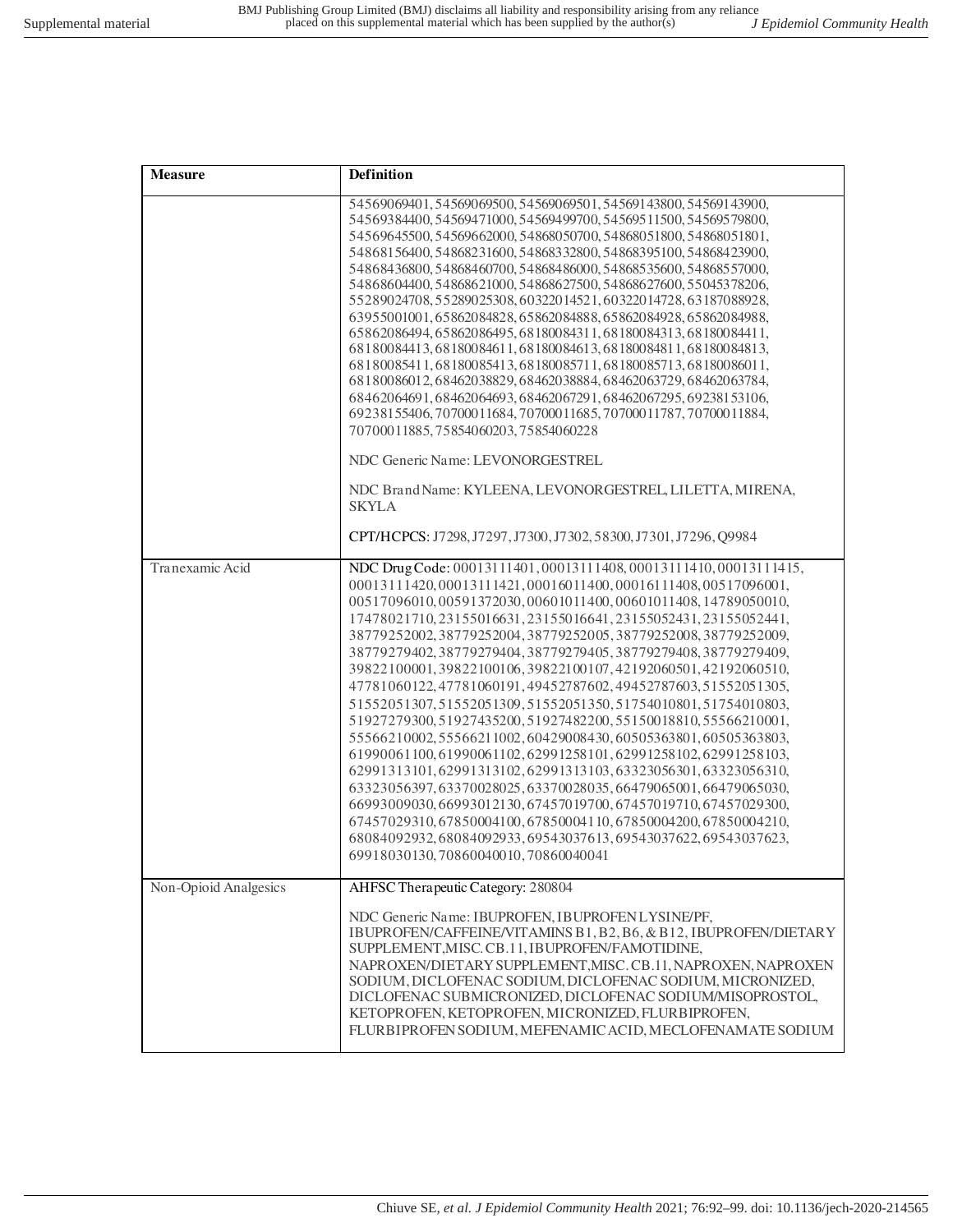| Measure | Definition |
|---|---|
| | 54569069401, 54569069500, 54569069501, 54569143800, 54569143900, 54569384400, 54569471000, 54569499700, 54569511500, 54569579800, 54569645500, 54569662000, 54868050700, 54868051800, 54868051801, 54868156400, 54868231600, 54868332800, 54868395100, 54868423900, 54868436800, 54868460700, 54868486000, 54868535600, 54868557000, 54868604400, 54868621000, 54868627500, 54868627600, 55045378206, 55289024708, 55289025308, 60322014521, 60322014728, 63187088928, 63955001001, 65862084828, 65862084888, 65862084928, 65862084988, 65862086494, 65862086495, 68180084311, 68180084313, 68180084411, 68180084413, 68180084611, 68180084613, 68180084811, 68180084813, 68180085411, 68180085413, 68180085711, 68180085713, 68180086011, 68180086012, 68462038829, 68462038884, 68462063729, 68462063784, 68462064691, 68462064693, 68462067291, 68462067295, 69238153106, 69238155406, 70700011684, 70700011685, 70700011787, 70700011884, 70700011885, 75854060203, 75854060228<br><br>NDC Generic Name: LEVONORGESTREL<br><br>NDC Brand Name: KYLEENA, LEVONORGESTREL, LILETTA, MIRENA, SKYLA<br><br>CPT/HCPCS: J7298, J7297, J7300, J7302, 58300, J7301, J7296, Q9984 |
| Tranexamic Acid | NDC Drug Code: 00013111401, 00013111408, 00013111410, 00013111415, 00013111420, 00013111421, 00016011400, 00016111408, 00517096001, 00517096010, 00591372030, 00601011400, 00601011408, 14789050010, 17478021710, 23155016631, 23155016641, 23155052431, 23155052441, 38779252002, 38779252004, 38779252005, 38779252008, 38779252009, 38779279402, 38779279404, 38779279405, 38779279408, 38779279409, 39822100001, 39822100106, 39822100107, 42192060501, 42192060510, 47781060122, 47781060191, 49452787602, 49452787603, 51552051305, 51552051307, 51552051309, 51552051350, 51754010801, 51754010803, 51927279300, 51927435200, 51927482200, 55150018810, 55566210001, 55566210002, 55566211002, 60429008430, 60505363801, 60505363803, 61990061100, 61990061102, 62991258101, 62991258102, 62991258103, 62991313101, 62991313102, 62991313103, 63323056301, 63323056310, 63323056397, 63370028025, 63370028035, 66479065001, 66479065030, 66993009030, 66993012130, 67457019700, 67457019710, 67457029300, 67457029310, 67850004100, 67850004110, 67850004200, 67850004210, 68084092932, 68084092933, 69543037613, 69543037622, 69543037623, 69918030130, 70860040010, 70860040041 |
| Non-Opioid Analgesics | AHFSC Therapeutic Category: 280804<br><br>NDC Generic Name: IBUPROFEN, IBUPROFEN LYSINE/PF, IBUPROFEN/CAFFEINE/VITAMINS B1, B2, B6, & B12, IBUPROFEN/DIETARY SUPPLEMENT,MISC. CB.11, IBUPROFEN/FAMOTIDINE, NAPROXEN/DIETARY SUPPLEMENT,MISC. CB.11, NAPROXEN, NAPROXEN SODIUM, DICLOFENAC SODIUM, DICLOFENAC SODIUM, MICRONIZED, DICLOFENAC SUBMICRONIZED, DICLOFENAC SODIUM/MISOPROSTOL, KETOPROFEN, KETOPROFEN, MICRONIZED, FLURBIPROFEN, FLURBIPROFEN SODIUM, MEFENAMIC ACID, MECLOFENAMATE SODIUM |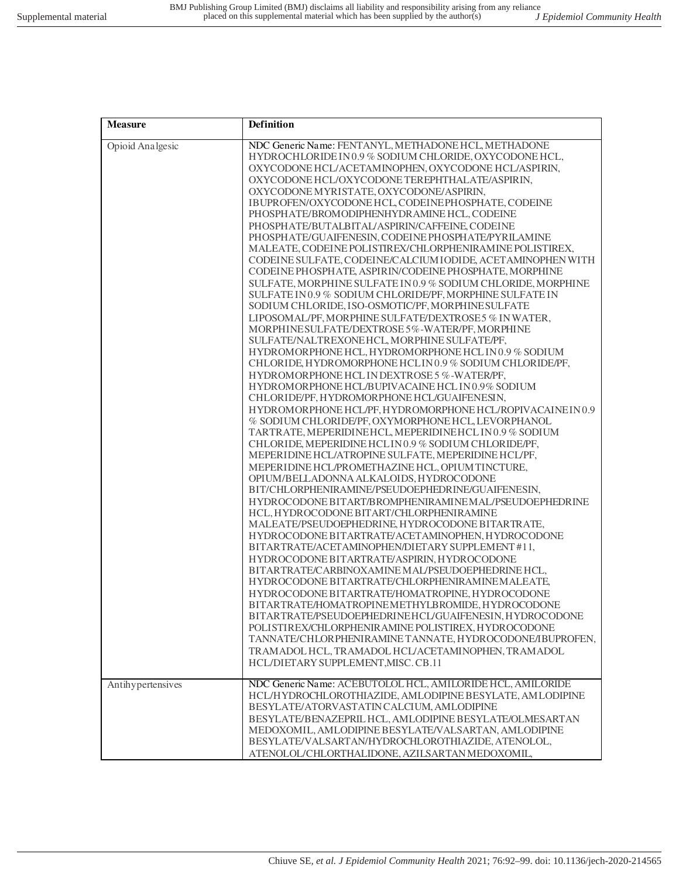| Measure | Definition |
| --- | --- |
| Opioid Analgesic | NDC Generic Name: FENTANYL, METHADONE HCL, METHADONE HYDROCHLORIDE IN 0.9 % SODIUM CHLORIDE, OXYCODONE HCL, OXYCODONE HCL/ACETAMINOPHEN, OXYCODONE HCL/ASPIRIN, OXYCODONE HCL/OXYCODONE TEREPHTHALATE/ASPIRIN, OXYCODONE MYRISTATE, OXYCODONE/ASPIRIN, IBUPROFEN/OXYCODONE HCL, CODEINE PHOSPHATE, CODEINE PHOSPHATE/BROMODIPHENHYDRAMINE HCL, CODEINE PHOSPHATE/BUTALBITAL/ASPIRIN/CAFFEINE, CODEINE PHOSPHATE/GUAIFENESIN, CODEINE PHOSPHATE/PYRILAMINE MALEATE, CODEINE POLISTIREX/CHLORPHENIRAMINE POLISTIREX, CODEINE SULFATE, CODEINE/CALCIUM IODIDE, ACETAMINOPHEN WITH CODEINE PHOSPHATE, ASPIRIN/CODEINE PHOSPHATE, MORPHINE SULFATE, MORPHINE SULFATE IN 0.9 % SODIUM CHLORIDE, MORPHINE SULFATE IN 0.9 % SODIUM CHLORIDE/PF, MORPHINE SULFATE IN SODIUM CHLORIDE, ISO-OSMOTIC/PF, MORPHINE SULFATE LIPOSOMAL/PF, MORPHINE SULFATE/DEXTROSE 5 % IN WATER, MORPHINE SULFATE/DEXTROSE 5%-WATER/PF, MORPHINE SULFATE/NALTREXONE HCL, MORPHINE SULFATE/PF, HYDROMORPHONE HCL, HYDROMORPHONE HCL IN 0.9 % SODIUM CHLORIDE, HYDROMORPHONE HCL IN 0.9 % SODIUM CHLORIDE/PF, HYDROMORPHONE HCL IN DEXTROSE 5 %-WATER/PF, HYDROMORPHONE HCL/BUPIVACAINE HCL IN 0.9% SODIUM CHLORIDE/PF, HYDROMORPHONE HCL/GUAIFENESIN, HYDROMORPHONE HCL/PF, HYDROMORPHONE HCL/ROPIVACAINE IN 0.9 % SODIUM CHLORIDE/PF, OXYMORPHONE HCL, LEVORPHANOL TARTRATE, MEPERIDINE HCL, MEPERIDINE HCL IN 0.9 % SODIUM CHLORIDE, MEPERIDINE HCL IN 0.9 % SODIUM CHLORIDE/PF, MEPERIDINE HCL/ATROPINE SULFATE, MEPERIDINE HCL/PF, MEPERIDINE HCL/PROMETHAZINE HCL, OPIUM TINCTURE, OPIUM/BELLADONNA ALKALOIDS, HYDROCODONE BIT/CHLORPHENIRAMINE/PSEUDOEPHEDRINE/GUAIFENESIN, HYDROCODONE BITART/BROMPHENIRAMINE MAL/PSEUDOEPHEDRINE HCL, HYDROCODONE BITART/CHLORPHENIRAMINE MALEATE/PSEUDOEPHEDRINE, HYDROCODONE BITARTRATE, HYDROCODONE BITARTRATE/ACETAMINOPHEN, HYDROCODONE BITARTRATE/ACETAMINOPHEN/DIETARY SUPPLEMENT #11, HYDROCODONE BITARTRATE/ASPIRIN, HYDROCODONE BITARTRATE/CARBINOXAMINE MAL/PSEUDOEPHEDRINE HCL, HYDROCODONE BITARTRATE/CHLORPHENIRAMINE MALEATE, HYDROCODONE BITARTRATE/HOMATROPINE, HYDROCODONE BITARTRATE/HOMATROPINE METHYLBROMIDE, HYDROCODONE BITARTRATE/PSEUDOEPHEDRINE HCL/GUAIFENESIN, HYDROCODONE POLISTIREX/CHLORPHENIRAMINE POLISTIREX, HYDROCODONE TANNATE/CHLORPHENIRAMINE TANNATE, HYDROCODONE/IBUPROFEN, TRAMADOL HCL, TRAMADOL HCL/ACETAMINOPHEN, TRAMADOL HCL/DIETARY SUPPLEMENT, MISC. CB.11 |
| Antihypertensives | NDC Generic Name: ACEBUTOLOL HCL, AMILORIDE HCL, AMILORIDE HCL/HYDROCHLOROTHIAZIDE, AMLODIPINE BESYLATE, AMLODIPINE BESYLATE/ATORVASTATIN CALCIUM, AMLODIPINE BESYLATE/BENAZEPRIL HCL, AMLODIPINE BESYLATE/OLMESARTAN MEDOXOMIL, AMLODIPINE BESYLATE/VALSARTAN, AMLODIPINE BESYLATE/VALSARTAN/HYDROCHLOROTHIAZIDE, ATENOLOL, ATENOLOL/CHLORTHALIDONE, AZILSARTAN MEDOXOMIL, |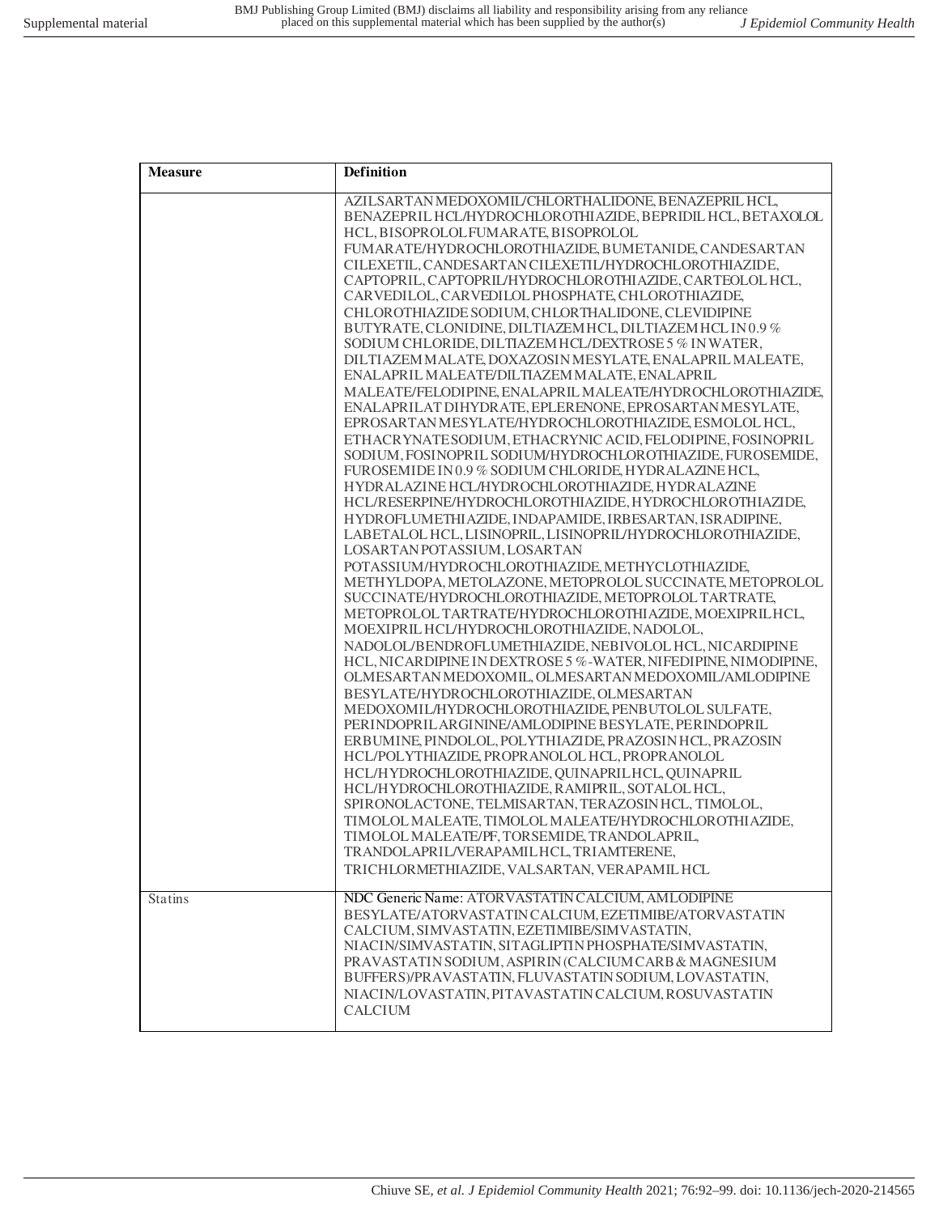| Measure | Definition |
| --- | --- |
| | AZILSARTAN MEDOXOMIL/CHLORTHALIDONE, BENAZEPRIL HCL, BENAZEPRIL HCL/HYDROCHLOROTHIAZIDE, BEPRIDIL HCL, BETAXOLOL HCL, BISOPROLOL FUMARATE, BISOPROLOL FUMARATE/HYDROCHLOROTHIAZIDE, BUMETANIDE, CANDESARTAN CILEXETIL, CANDESARTAN CILEXETIL/HYDROCHLOROTHIAZIDE, CAPTOPRIL, CAPTOPRIL/HYDROCHLOROTHIAZIDE, CARTEOLOL HCL, CARVEDILOL, CARVEDILOL PHOSPHATE, CHLOROTHIAZIDE, CHLOROTHIAZIDE SODIUM, CHLORTHALIDONE, CLEVIDIPINE BUTYRATE, CLONIDINE, DILTIAZEM HCL, DILTIAZEM HCL IN 0.9 % SODIUM CHLORIDE, DILTIAZEM HCL/DEXTROSE 5 % IN WATER, DILTIAZEM MALATE, DOXAZOSIN MESYLATE, ENALAPRIL MALEATE, ENALAPRIL MALEATE/DILTIAZEM MALATE, ENALAPRIL MALEATE/FELODIPINE, ENALAPRIL MALEATE/HYDROCHLOROTHIAZIDE, ENALAPRILAT DIHYDRATE, EPLERENONE, EPROSARTAN MESYLATE, EPROSARTAN MESYLATE/HYDROCHLOROTHIAZIDE, ESMOLOL HCL, ETHACRYNATE SODIUM, ETHACRYNIC ACID, FELODIPINE, FOSINOPRIL SODIUM, FOSINOPRIL SODIUM/HYDROCHLOROTHIAZIDE, FUROSEMIDE, FUROSEMIDE IN 0.9 % SODIUM CHLORIDE, HYDRALAZINE HCL, HYDRALAZINE HCL/HYDROCHLOROTHIAZIDE, HYDRALAZINE HCL/RESERPINE/HYDROCHLOROTHIAZIDE, HYDROCHLOROTHIAZIDE, HYDROFLUMETHIAZIDE, INDAPAMIDE, IRBESARTAN, ISRADIPINE, LABETALOL HCL, LISINOPRIL, LISINOPRIL/HYDROCHLOROTHIAZIDE, LOSARTAN POTASSIUM, LOSARTAN POTASSIUM/HYDROCHLOROTHIAZIDE, METHYCLOTHIAZIDE, METHYLDOPA, METOLAZONE, METOPROLOL SUCCINATE, METOPROLOL SUCCINATE/HYDROCHLOROTHIAZIDE, METOPROLOL TARTRATE, METOPROLOL TARTRATE/HYDROCHLOROTHIAZIDE, MOEXIPRIL HCL, MOEXIPRIL HCL/HYDROCHLOROTHIAZIDE, NADOLOL, NADOLOL/BENDROFLUMETHIAZIDE, NEBIVOLOL HCL, NICARDIPINE HCL, NICARDIPINE IN DEXTROSE 5 %-WATER, NIFEDIPINE, NIMODIPINE, OLMESARTAN MEDOXOMIL, OLMESARTAN MEDOXOMIL/AMLODIPINE BESYLATE/HYDROCHLOROTHIAZIDE, OLMESARTAN MEDOXOMIL/HYDROCHLOROTHIAZIDE, PENBUTOLOL SULFATE, PERINDOPRIL ARGININE/AMLODIPINE BESYLATE, PERINDOPRIL ERBUMINE, PINDOLOL, POLYTHIAZIDE, PRAZOSIN HCL, PRAZOSIN HCL/POLYTHIAZIDE, PROPRANOLOL HCL, PROPRANOLOL HCL/HYDROCHLOROTHIAZIDE, QUINAPRIL HCL, QUINAPRIL HCL/HYDROCHLOROTHIAZIDE, RAMIPRIL, SOTALOL HCL, SPIRONOLACTONE, TELMISARTAN, TERAZOSIN HCL, TIMOLOL, TIMOLOL MALEATE, TIMOLOL MALEATE/HYDROCHLOROTHIAZIDE, TIMOLOL MALEATE/PF, TORSEMIDE, TRANDOLAPRIL, TRANDOLAPRIL/VERAPAMIL HCL, TRIAMTERENE, TRICHLORMETHIAZIDE, VALSARTAN, VERAPAMIL HCL |
| Statins | NDC Generic Name: ATORVASTATIN CALCIUM, AMLODIPINE BESYLATE/ATORVASTATIN CALCIUM, EZETIMIBE/ATORVASTATIN CALCIUM, SIMVASTATIN, EZETIMIBE/SIMVASTATIN, NIACIN/SIMVASTATIN, SITAGLIPTIN PHOSPHATE/SIMVASTATIN, PRAVASTATIN SODIUM, ASPIRIN (CALCIUM CARB & MAGNESIUM BUFFERS)/PRAVASTATIN, FLUVASTATIN SODIUM, LOVASTATIN, NIACIN/LOVASTATIN, PITAVASTATIN CALCIUM, ROSUVASTATIN CALCIUM |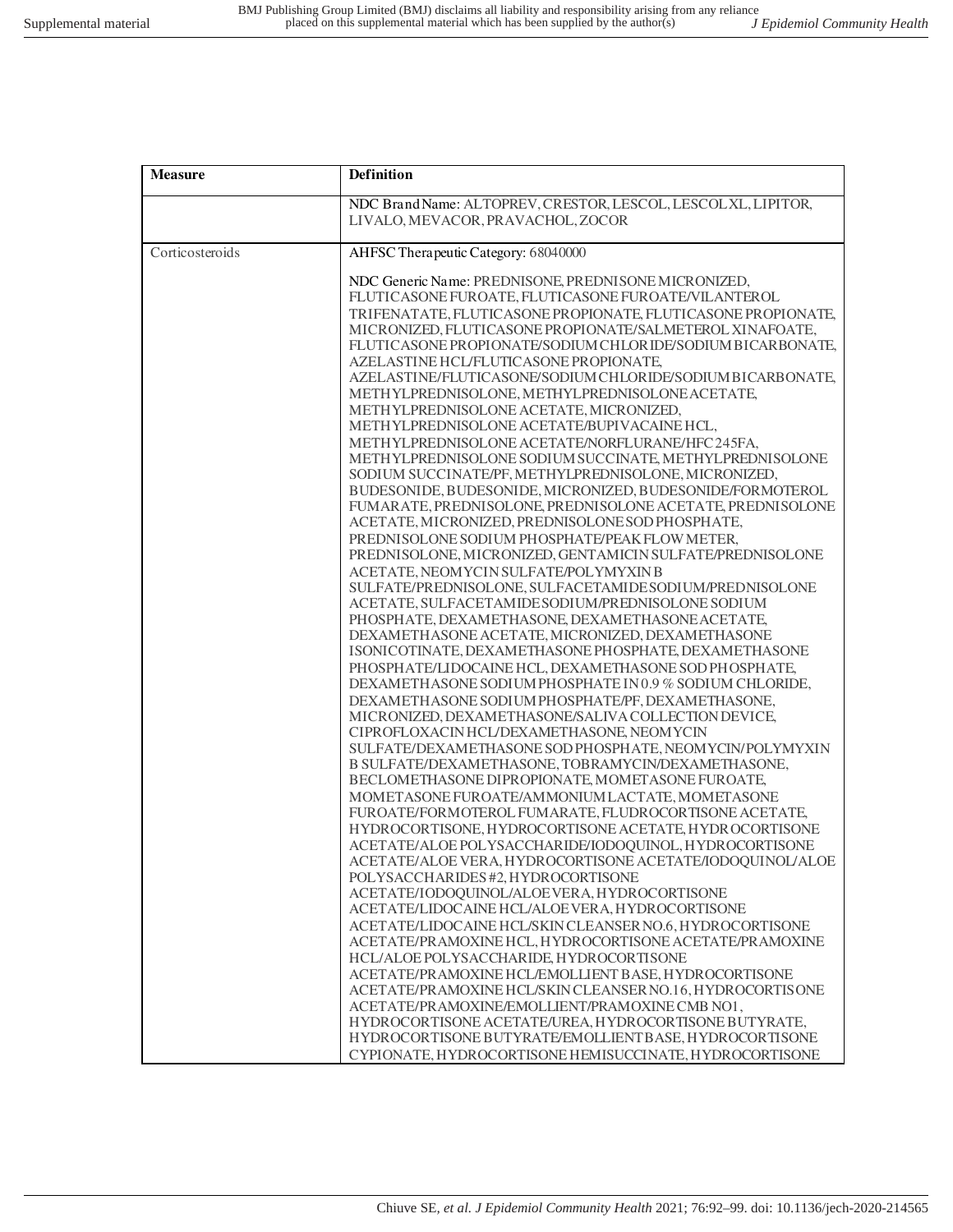| Measure | Definition |
| --- | --- |
| | NDC Brand Name: ALTOPREV, CRESTOR, LESCOL, LESCOL XL, LIPITOR, LIVALO, MEVACOR, PRAVACHOL, ZOCOR |
| Corticosteroids | AHFSC Therapeutic Category: 68040000<br><br>NDC Generic Name: PREDNISONE, PREDNISONE MICRONIZED, FLUTICASONE FUROATE, FLUTICASONE FUROATE/VILANTEROL TRIFENATATE, FLUTICASONE PROPIONATE, FLUTICASONE PROPIONATE, MICRONIZED, FLUTICASONE PROPIONATE/SALMETEROL XINAFOATE, FLUTICASONE PROPIONATE/SODIUM CHLORIDE/SODIUM BICARBONATE, AZELASTINE HCL/FLUTICASONE PROPIONATE, AZELASTINE/FLUTICASONE/SODIUM CHLORIDE/SODIUM BICARBONATE, METHYLPREDNISOLONE, METHYLPREDNISOLONE ACETATE, METHYLPREDNISOLONE ACETATE, MICRONIZED, METHYLPREDNISOLONE ACETATE/BUPIVACAINE HCL, METHYLPREDNISOLONE ACETATE/NORFLURANE/HFC 245FA, METHYLPREDNISOLONE SODIUM SUCCINATE, METHYLPREDNISOLONE SODIUM SUCCINATE/PF, METHYLPREDNISOLONE, MICRONIZED, BUDESONIDE, BUDESONIDE, MICRONIZED, BUDESONIDE/FORMOTEROL FUMARATE, PREDNISOLONE, PREDNISOLONE ACETATE, PREDNISOLONE ACETATE, MICRONIZED, PREDNISOLONE SOD PHOSPHATE, PREDNISOLONE SODIUM PHOSPHATE/PEAK FLOW METER, PREDNISOLONE, MICRONIZED, GENTAMICIN SULFATE/PREDNISOLONE ACETATE, NEOMYCIN SULFATE/POLYMYXIN B SULFATE/PREDNISOLONE, SULFACETAMIDE SODIUM/PREDNISOLONE ACETATE, SULFACETAMIDE SODIUM/PREDNISOLONE SODIUM PHOSPHATE, DEXAMETHASONE, DEXAMETHASONE ACETATE, DEXAMETHASONE ACETATE, MICRONIZED, DEXAMETHASONE ISONICOTINATE, DEXAMETHASONE PHOSPHATE, DEXAMETHASONE PHOSPHATE/LIDOCAINE HCL, DEXAMETHASONE SOD PHOSPHATE, DEXAMETHASONE SODIUM PHOSPHATE IN 0.9 % SODIUM CHLORIDE, DEXAMETHASONE SODIUM PHOSPHATE/PF, DEXAMETHASONE, MICRONIZED, DEXAMETHASONE/SALIVA COLLECTION DEVICE, CIPROFLOXACIN HCL/DEXAMETHASONE, NEOMYCIN SULFATE/DEXAMETHASONE SOD PHOSPHATE, NEOMYCIN/POLYMYXIN B SULFATE/DEXAMETHASONE, TOBRAMYCIN/DEXAMETHASONE, BECLOMETHASONE DIPROPIONATE, MOMETASONE FUROATE, MOMETASONE FUROATE/AMMONIUM LACTATE, MOMETASONE FUROATE/FORMOTEROL FUMARATE, FLUDROCORTISONE ACETATE, HYDROCORTISONE, HYDROCORTISONE ACETATE, HYDROCORTISONE ACETATE/ALOE POLYSACCHARIDE/IODOQUINOL, HYDROCORTISONE ACETATE/ALOE VERA, HYDROCORTISONE ACETATE/IODOQUINOL/ALOE POLYSACCHARIDES #2, HYDROCORTISONE ACETATE/IODOQUINOL/ALOE VERA, HYDROCORTISONE ACETATE/LIDOCAINE HCL/ALOE VERA, HYDROCORTISONE ACETATE/LIDOCAINE HCL/SKIN CLEANSER NO.6, HYDROCORTISONE ACETATE/PRAMOXINE HCL, HYDROCORTISONE ACETATE/PRAMOXINE HCL/ALOE POLYSACCHARIDE, HYDROCORTISONE ACETATE/PRAMOXINE HCL/EMOLLIENT BASE, HYDROCORTISONE ACETATE/PRAMOXINE HCL/SKIN CLEANSER NO.16, HYDROCORTISONE ACETATE/PRAMOXINE/EMOLLIENT/PRAMOXINE CMB NO1, HYDROCORTISONE ACETATE/UREA, HYDROCORTISONE BUTYRATE, HYDROCORTISONE BUTYRATE/EMOLLIENT BASE, HYDROCORTISONE CYPIONATE, HYDROCORTISONE HEMISUCCINATE, HYDROCORTISONE |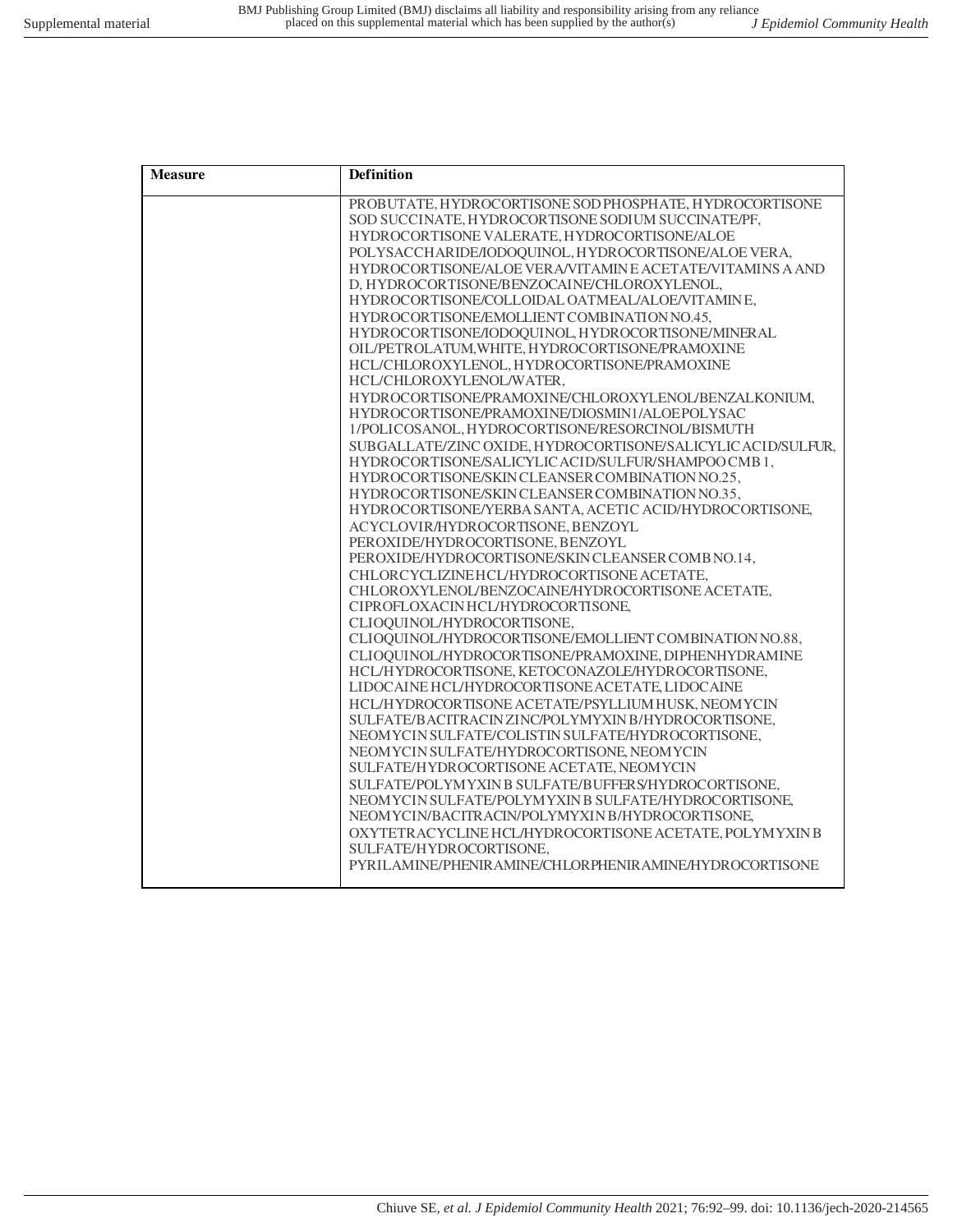| Measure | Definition |
|---|---|
| | PROBUTATE, HYDROCORTISONE SOD PHOSPHATE, HYDROCORTISONE SOD SUCCINATE, HYDROCORTISONE SODIUM SUCCINATE/PF, HYDROCORTISONE VALERATE, HYDROCORTISONE/ALOE POLYSACCHARIDE/IODOQUINOL, HYDROCORTISONE/ALOE VERA, HYDROCORTISONE/ALOE VERA/VITAMIN E ACETATE/VITAMINS A AND D, HYDROCORTISONE/BENZOCAINE/CHLOROXYLENOL, HYDROCORTISONE/COLLOIDAL OATMEAL/ALOE/VITAMIN E, HYDROCORTISONE/EMOLLIENT COMBINATION NO.45, HYDROCORTISONE/IODOQUINOL, HYDROCORTISONE/MINERAL OIL/PETROLATUM,WHITE, HYDROCORTISONE/PRAMOXINE HCL/CHLOROXYLENOL, HYDROCORTISONE/PRAMOXINE HCL/CHLOROXYLENOL/WATER, HYDROCORTISONE/PRAMOXINE/CHLOROXYLENOL/BENZALKONIUM, HYDROCORTISONE/PRAMOXINE/DIOSMIN1/ALOE POLYSAC 1/POLICOSANOL, HYDROCORTISONE/RESORCINOL/BISMUTH SUBGALLATE/ZINC OXIDE, HYDROCORTISONE/SALICYLIC ACID/SULFUR, HYDROCORTISONE/SALICYLIC ACID/SULFUR/SHAMPOO CMB 1, HYDROCORTISONE/SKIN CLEANSER COMBINATION NO.25, HYDROCORTISONE/SKIN CLEANSER COMBINATION NO.35, HYDROCORTISONE/YERBA SANTA, ACETIC ACID/HYDROCORTISONE, ACYCLOVIR/HYDROCORTISONE, BENZOYL PEROXIDE/HYDROCORTISONE, BENZOYL PEROXIDE/HYDROCORTISONE/SKIN CLEANSER COMB NO.14, CHLORCYCLIZINE HCL/HYDROCORTISONE ACETATE, CHLOROXYLENOL/BENZOCAINE/HYDROCORTISONE ACETATE, CIPROFLOXACIN HCL/HYDROCORTISONE, CLIOQUINOL/HYDROCORTISONE, CLIOQUINOL/HYDROCORTISONE/EMOLLIENT COMBINATION NO.88, CLIOQUINOL/HYDROCORTISONE/PRAMOXINE, DIPHENHYDRAMINE HCL/HYDROCORTISONE, KETOCONAZOLE/HYDROCORTISONE, LIDOCAINE HCL/HYDROCORTISONE ACETATE, LIDOCAINE HCL/HYDROCORTISONE ACETATE/PSYLLIUM HUSK, NEOMYCIN SULFATE/BACITRACIN ZINC/POLYMYXIN B/HYDROCORTISONE, NEOMYCIN SULFATE/COLISTIN SULFATE/HYDROCORTISONE, NEOMYCIN SULFATE/HYDROCORTISONE, NEOMYCIN SULFATE/HYDROCORTISONE ACETATE, NEOMYCIN SULFATE/POLYMYXIN B SULFATE/BUFFERS/HYDROCORTISONE, NEOMYCIN SULFATE/POLYMYXIN B SULFATE/HYDROCORTISONE, NEOMYCIN/BACITRACIN/POLYMYXIN B/HYDROCORTISONE, OXYTETRACYCLINE HCL/HYDROCORTISONE ACETATE, POLYMYXIN B SULFATE/HYDROCORTISONE, PYRILAMINE/PHENIRAMINE/CHLORPHENIRAMINE/HYDROCORTISONE |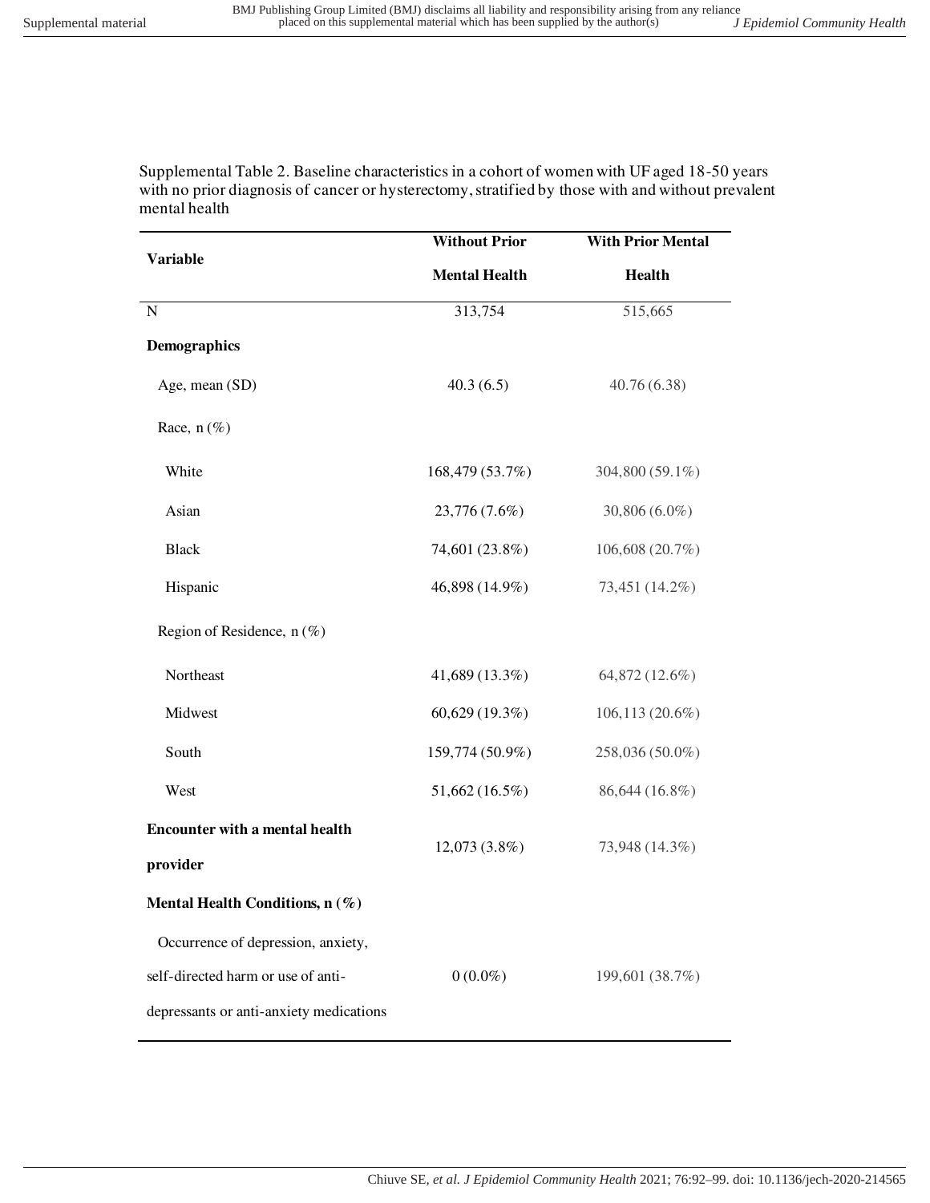Supplemental Table 2. Baseline characteristics in a cohort of women with UF aged 18-50 years with no prior diagnosis of cancer or hysterectomy, stratified by those with and without prevalent mental health

| Variable | Without Prior Mental Health | With Prior Mental Health |
|---|---|---|
| N | 313,754 | 515,665 |
| **Demographics** | | |
| Age, mean (SD) | 40.3 (6.5) | 40.76 (6.38) |
| Race, n (%) | | |
| White | 168,479 (53.7%) | 304,800 (59.1%) |
| Asian | 23,776 (7.6%) | 30,806 (6.0%) |
| Black | 74,601 (23.8%) | 106,608 (20.7%) |
| Hispanic | 46,898 (14.9%) | 73,451 (14.2%) |
| Region of Residence, n (%) | | |
| Northeast | 41,689 (13.3%) | 64,872 (12.6%) |
| Midwest | 60,629 (19.3%) | 106,113 (20.6%) |
| South | 159,774 (50.9%) | 258,036 (50.0%) |
| West | 51,662 (16.5%) | 86,644 (16.8%) |
| **Encounter with a mental health provider** | 12,073 (3.8%) | 73,948 (14.3%) |
| **Mental Health Conditions, n (%)** | | |
| Occurrence of depression, anxiety, self-directed harm or use of anti-depressants or anti-anxiety medications | 0 (0.0%) | 199,601 (38.7%) |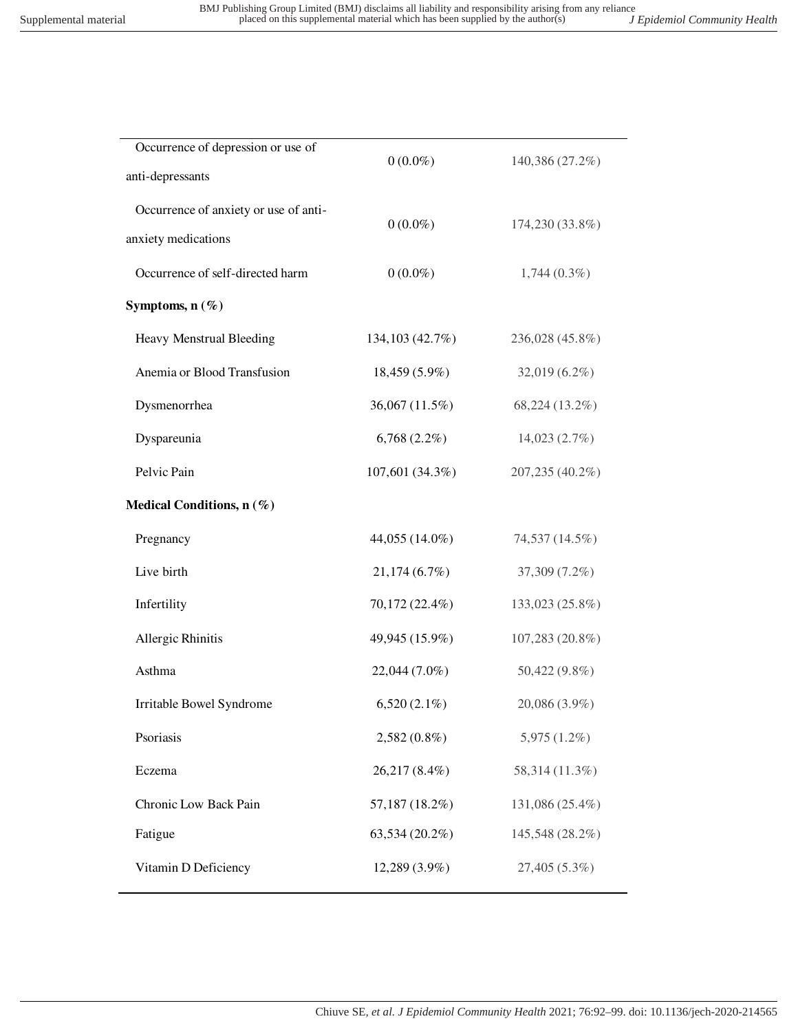| | | |
|---|---|---|
| Occurrence of depression or use of anti-depressants | 0 (0.0%) | 140,386 (27.2%) |
| Occurrence of anxiety or use of anti-anxiety medications | 0 (0.0%) | 174,230 (33.8%) |
| Occurrence of self-directed harm | 0 (0.0%) | 1,744 (0.3%) |
| **Symptoms, n (%)** | | |
| Heavy Menstrual Bleeding | 134,103 (42.7%) | 236,028 (45.8%) |
| Anemia or Blood Transfusion | 18,459 (5.9%) | 32,019 (6.2%) |
| Dysmenorrhea | 36,067 (11.5%) | 68,224 (13.2%) |
| Dyspareunia | 6,768 (2.2%) | 14,023 (2.7%) |
| Pelvic Pain | 107,601 (34.3%) | 207,235 (40.2%) |
| **Medical Conditions, n (%)** | | |
| Pregnancy | 44,055 (14.0%) | 74,537 (14.5%) |
| Live birth | 21,174 (6.7%) | 37,309 (7.2%) |
| Infertility | 70,172 (22.4%) | 133,023 (25.8%) |
| Allergic Rhinitis | 49,945 (15.9%) | 107,283 (20.8%) |
| Asthma | 22,044 (7.0%) | 50,422 (9.8%) |
| Irritable Bowel Syndrome | 6,520 (2.1%) | 20,086 (3.9%) |
| Psoriasis | 2,582 (0.8%) | 5,975 (1.2%) |
| Eczema | 26,217 (8.4%) | 58,314 (11.3%) |
| Chronic Low Back Pain | 57,187 (18.2%) | 131,086 (25.4%) |
| Fatigue | 63,534 (20.2%) | 145,548 (28.2%) |
| Vitamin D Deficiency | 12,289 (3.9%) | 27,405 (5.3%) |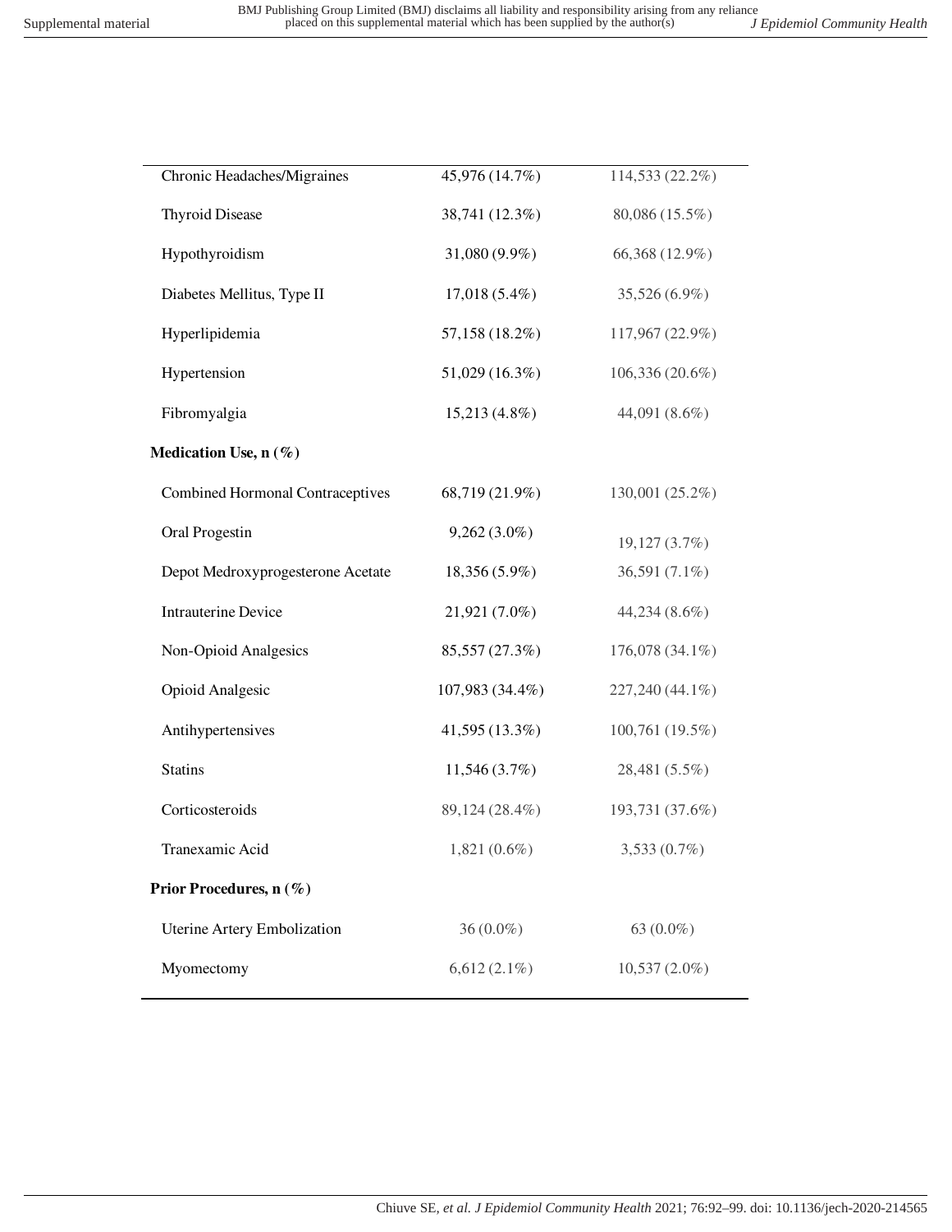| | | |
|---|---|---|
| Chronic Headaches/Migraines | 45,976 (14.7%) | 114,533 (22.2%) |
| Thyroid Disease | 38,741 (12.3%) | 80,086 (15.5%) |
| Hypothyroidism | 31,080 (9.9%) | 66,368 (12.9%) |
| Diabetes Mellitus, Type II | 17,018 (5.4%) | 35,526 (6.9%) |
| Hyperlipidemia | 57,158 (18.2%) | 117,967 (22.9%) |
| Hypertension | 51,029 (16.3%) | 106,336 (20.6%) |
| Fibromyalgia | 15,213 (4.8%) | 44,091 (8.6%) |
| **Medication Use, n (%)** | | |
| Combined Hormonal Contraceptives | 68,719 (21.9%) | 130,001 (25.2%) |
| Oral Progestin | 9,262 (3.0%) | 19,127 (3.7%) |
| Depot Medroxyprogesterone Acetate | 18,356 (5.9%) | 36,591 (7.1%) |
| Intrauterine Device | 21,921 (7.0%) | 44,234 (8.6%) |
| Non-Opioid Analgesics | 85,557 (27.3%) | 176,078 (34.1%) |
| Opioid Analgesic | 107,983 (34.4%) | 227,240 (44.1%) |
| Antihypertensives | 41,595 (13.3%) | 100,761 (19.5%) |
| Statins | 11,546 (3.7%) | 28,481 (5.5%) |
| Corticosteroids | 89,124 (28.4%) | 193,731 (37.6%) |
| Tranexamic Acid | 1,821 (0.6%) | 3,533 (0.7%) |
| **Prior Procedures, n (%)** | | |
| Uterine Artery Embolization | 36 (0.0%) | 63 (0.0%) |
| Myomectomy | 6,612 (2.1%) | 10,537 (2.0%) |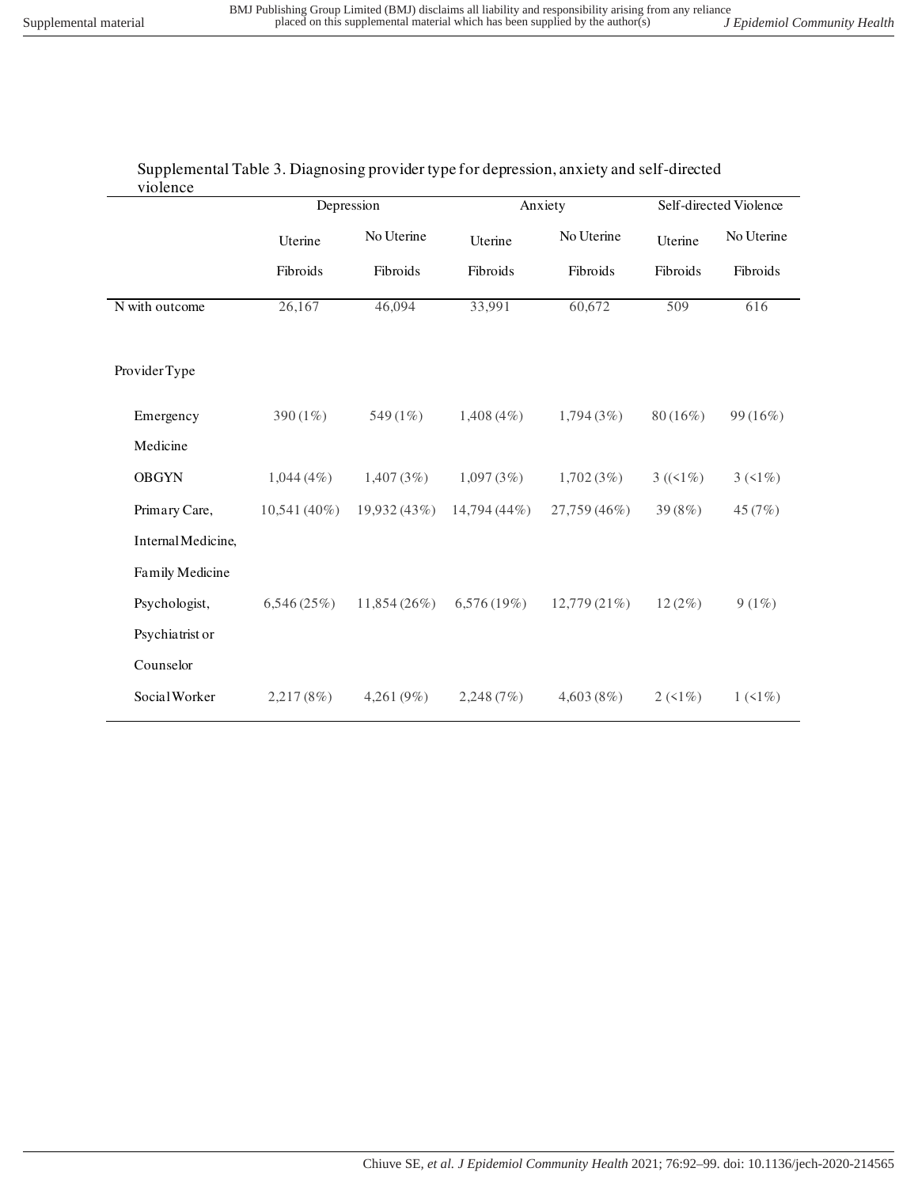Supplemental Table 3. Diagnosing provider type for depression, anxiety and self-directed violence

| | Depression | | Anxiety | | Self-directed Violence | |
|---|---|---|---|---|---|---|
| | Uterine Fibroids | No Uterine Fibroids | Uterine Fibroids | No Uterine Fibroids | Uterine Fibroids | No Uterine Fibroids |
| N with outcome | 26,167 | 46,094 | 33,991 | 60,672 | 509 | 616 |
| Provider Type | | | | | | |
| Emergency Medicine | 390 (1%) | 549 (1%) | 1,408 (4%) | 1,794 (3%) | 80 (16%) | 99 (16%) |
| OBGYN | 1,044 (4%) | 1,407 (3%) | 1,097 (3%) | 1,702 (3%) | 3 ((<1%) | 3 (<1%) |
| Primary Care, Internal Medicine, Family Medicine | 10,541 (40%) | 19,932 (43%) | 14,794 (44%) | 27,759 (46%) | 39 (8%) | 45 (7%) |
| Psychologist, Psychiatrist or Counselor | 6,546 (25%) | 11,854 (26%) | 6,576 (19%) | 12,779 (21%) | 12 (2%) | 9 (1%) |
| Social Worker | 2,217 (8%) | 4,261 (9%) | 2,248 (7%) | 4,603 (8%) | 2 (<1%) | 1 (<1%) |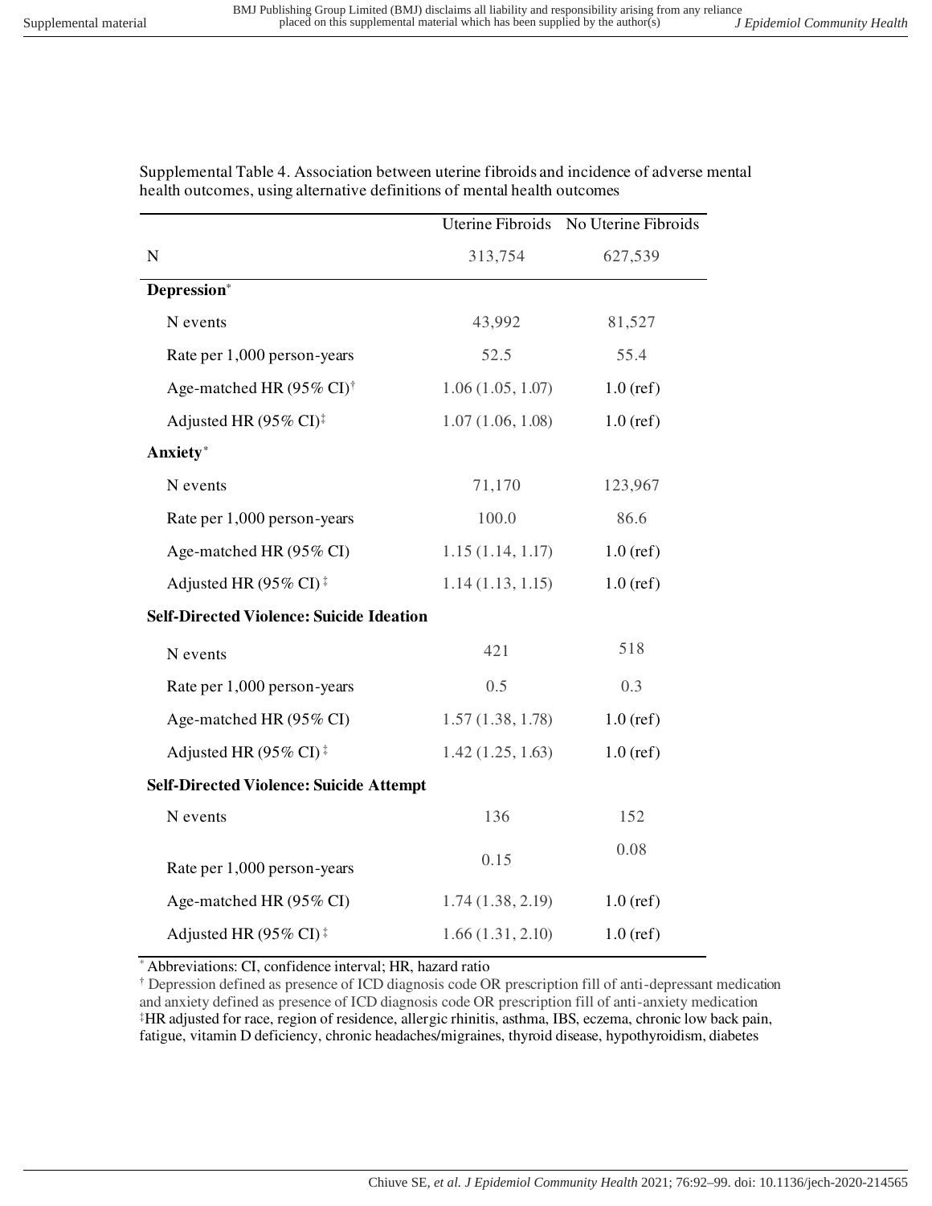Supplemental Table 4. Association between uterine fibroids and incidence of adverse mental health outcomes, using alternative definitions of mental health outcomes

| | Uterine Fibroids | No Uterine Fibroids |
|---|---|---|
| N | 313,754 | 627,539 |
| **Depression*** | | |
| N events | 43,992 | 81,527 |
| Rate per 1,000 person-years | 52.5 | 55.4 |
| Age-matched HR (95% CI)† | 1.06 (1.05, 1.07) | 1.0 (ref) |
| Adjusted HR (95% CI)‡ | 1.07 (1.06, 1.08) | 1.0 (ref) |
| **Anxiety*** | | |
| N events | 71,170 | 123,967 |
| Rate per 1,000 person-years | 100.0 | 86.6 |
| Age-matched HR (95% CI) | 1.15 (1.14, 1.17) | 1.0 (ref) |
| Adjusted HR (95% CI) ‡ | 1.14 (1.13, 1.15) | 1.0 (ref) |
| **Self-Directed Violence: Suicide Ideation** | | |
| N events | 421 | 518 |
| Rate per 1,000 person-years | 0.5 | 0.3 |
| Age-matched HR (95% CI) | 1.57 (1.38, 1.78) | 1.0 (ref) |
| Adjusted HR (95% CI) ‡ | 1.42 (1.25, 1.63) | 1.0 (ref) |
| **Self-Directed Violence: Suicide Attempt** | | |
| N events | 136 | 152 |
| Rate per 1,000 person-years | 0.15 | 0.08 |
| Age-matched HR (95% CI) | 1.74 (1.38, 2.19) | 1.0 (ref) |
| Adjusted HR (95% CI) ‡ | 1.66 (1.31, 2.10) | 1.0 (ref) |

* Abbreviations: CI, confidence interval; HR, hazard ratio

† Depression defined as presence of ICD diagnosis code OR prescription fill of anti-depressant medication and anxiety defined as presence of ICD diagnosis code OR prescription fill of anti-anxiety medication

‡ HR adjusted for race, region of residence, allergic rhinitis, asthma, IBS, eczema, chronic low back pain, fatigue, vitamin D deficiency, chronic headaches/migraines, thyroid disease, hypothyroidism, diabetes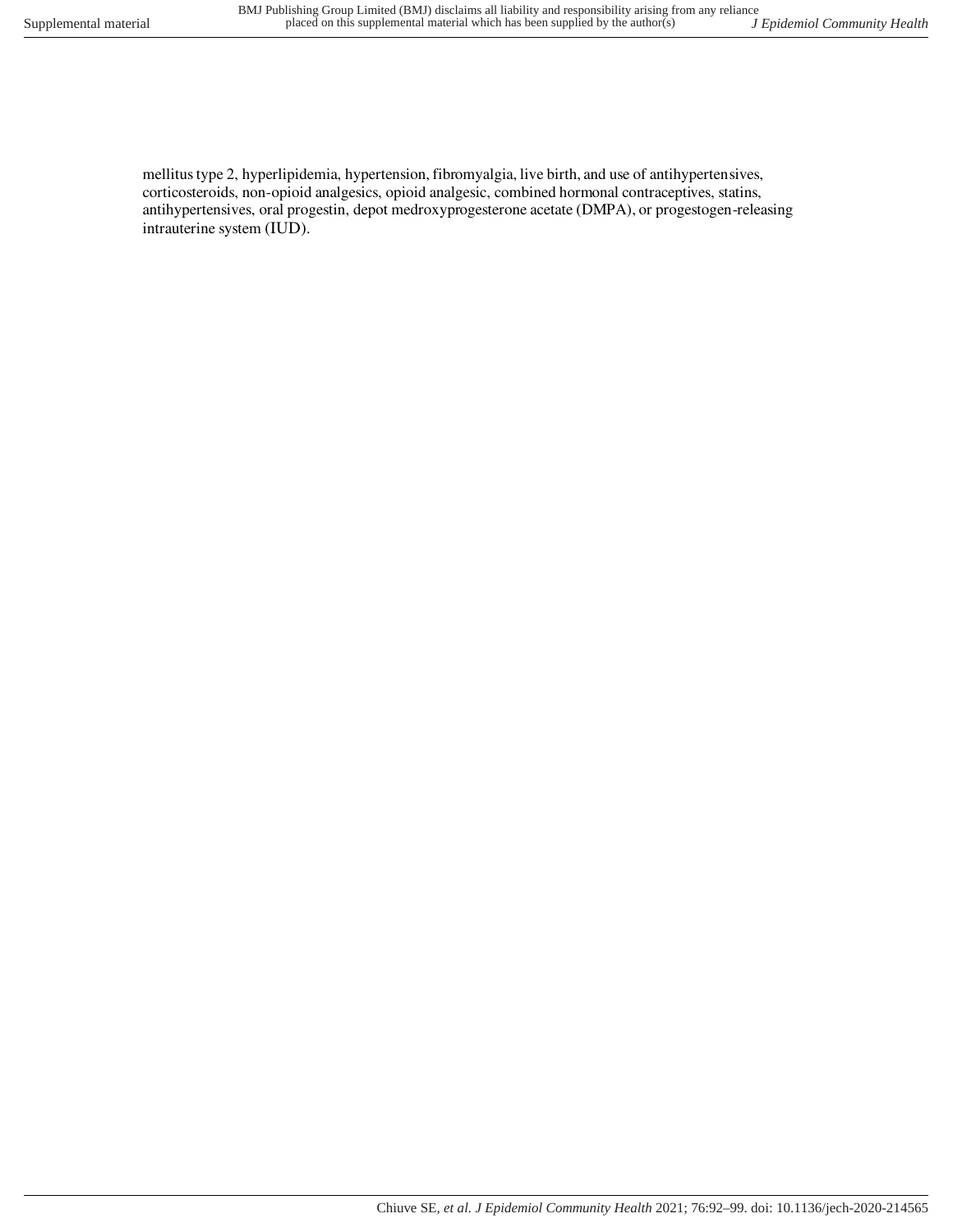mellitus type 2, hyperlipidemia, hypertension, fibromyalgia, live birth, and use of antihypertensives, corticosteroids, non-opioid analgesics, opioid analgesic, combined hormonal contraceptives, statins, antihypertensives, oral progestin, depot medroxyprogesterone acetate (DMPA), or progestogen-releasing intrauterine system (IUD).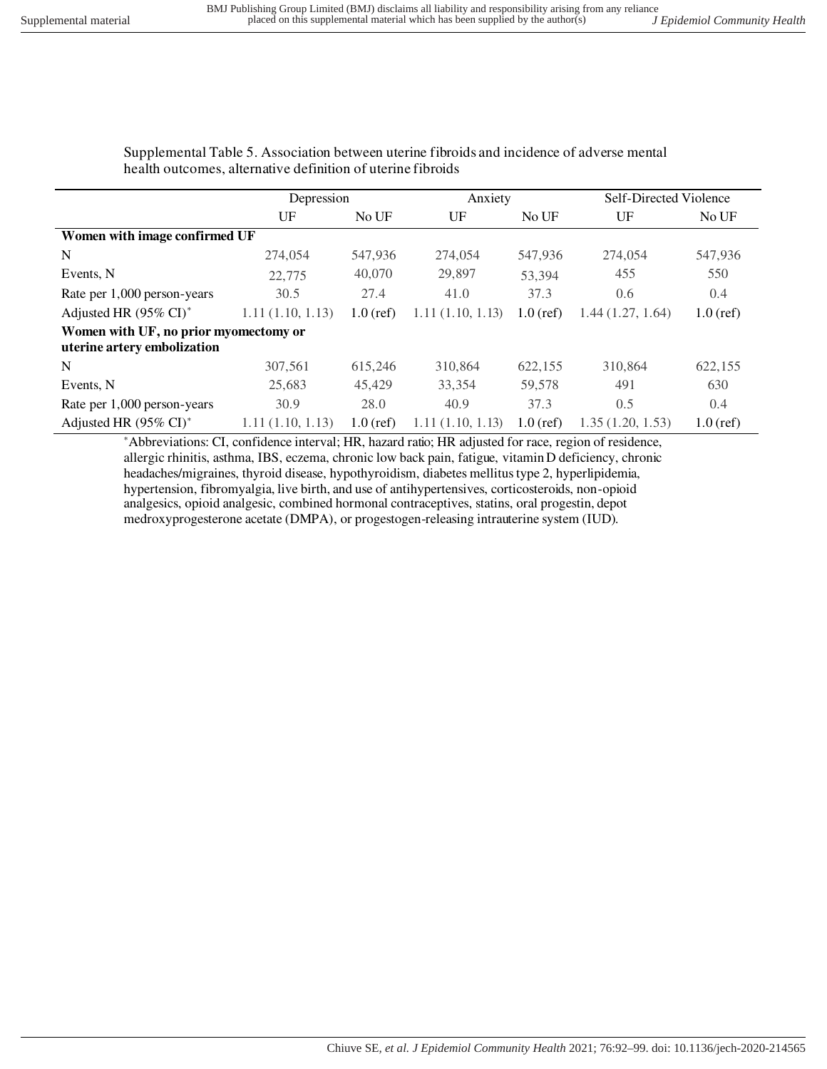Supplemental Table 5. Association between uterine fibroids and incidence of adverse mental health outcomes, alternative definition of uterine fibroids

| | Depression | | Anxiety | | Self-Directed Violence | |
|---|---|---|---|---|---|---|
| | UF | No UF | UF | No UF | UF | No UF |
| **Women with image confirmed UF** | | | | | | |
| N | 274,054 | 547,936 | 274,054 | 547,936 | 274,054 | 547,936 |
| Events, N | 22,775 | 40,070 | 29,897 | 53,394 | 455 | 550 |
| Rate per 1,000 person-years | 30.5 | 27.4 | 41.0 | 37.3 | 0.6 | 0.4 |
| Adjusted HR (95% CI)* | 1.11 (1.10, 1.13) | 1.0 (ref) | 1.11 (1.10, 1.13) | 1.0 (ref) | 1.44 (1.27, 1.64) | 1.0 (ref) |
| **Women with UF, no prior myomectomy or uterine artery embolization** | | | | | | |
| N | 307,561 | 615,246 | 310,864 | 622,155 | 310,864 | 622,155 |
| Events, N | 25,683 | 45,429 | 33,354 | 59,578 | 491 | 630 |
| Rate per 1,000 person-years | 30.9 | 28.0 | 40.9 | 37.3 | 0.5 | 0.4 |
| Adjusted HR (95% CI)* | 1.11 (1.10, 1.13) | 1.0 (ref) | 1.11 (1.10, 1.13) | 1.0 (ref) | 1.35 (1.20, 1.53) | 1.0 (ref) |

*Abbreviations: CI, confidence interval; HR, hazard ratio; HR adjusted for race, region of residence, allergic rhinitis, asthma, IBS, eczema, chronic low back pain, fatigue, vitamin D deficiency, chronic headaches/migraines, thyroid disease, hypothyroidism, diabetes mellitus type 2, hyperlipidemia, hypertension, fibromyalgia, live birth, and use of antihypertensives, corticosteroids, non-opioid analgesics, opioid analgesic, combined hormonal contraceptives, statins, oral progestin, depot medroxyprogesterone acetate (DMPA), or progestogen-releasing intrauterine system (IUD).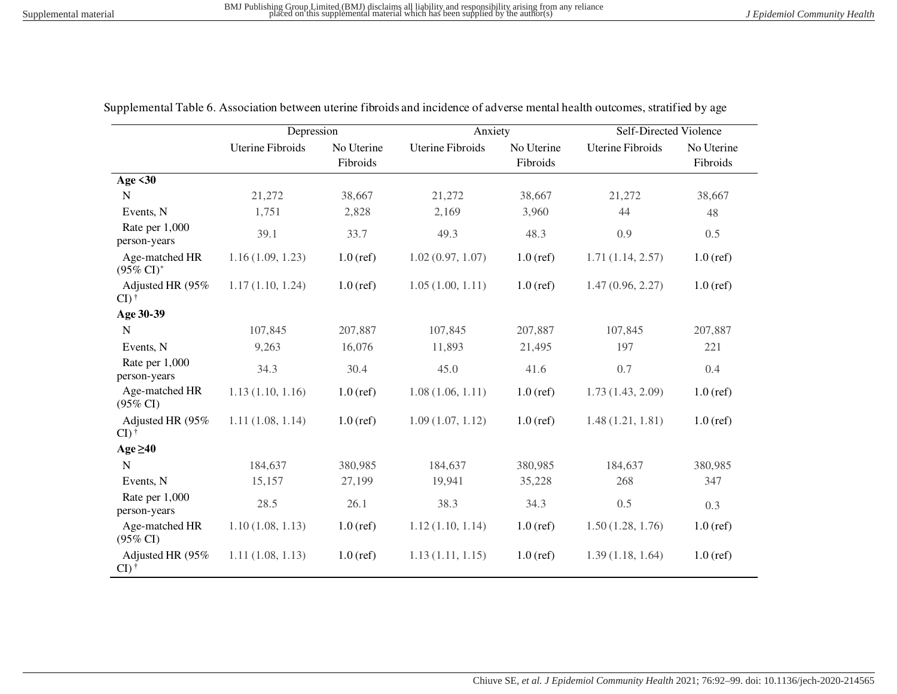Supplemental Table 6. Association between uterine fibroids and incidence of adverse mental health outcomes, stratified by age

| | Depression | | Anxiety | | Self-Directed Violence | |
|---|---|---|---|---|---|---|
| | Uterine Fibroids | No Uterine Fibroids | Uterine Fibroids | No Uterine Fibroids | Uterine Fibroids | No Uterine Fibroids |
| **Age <30** | | | | | | |
| N | 21,272 | 38,667 | 21,272 | 38,667 | 21,272 | 38,667 |
| Events, N | 1,751 | 2,828 | 2,169 | 3,960 | 44 | 48 |
| Rate per 1,000 person-years | 39.1 | 33.7 | 49.3 | 48.3 | 0.9 | 0.5 |
| Age-matched HR (95% CI)* | 1.16 (1.09, 1.23) | 1.0 (ref) | 1.02 (0.97, 1.07) | 1.0 (ref) | 1.71 (1.14, 2.57) | 1.0 (ref) |
| Adjusted HR (95% CI) † | 1.17 (1.10, 1.24) | 1.0 (ref) | 1.05 (1.00, 1.11) | 1.0 (ref) | 1.47 (0.96, 2.27) | 1.0 (ref) |
| **Age 30-39** | | | | | | |
| N | 107,845 | 207,887 | 107,845 | 207,887 | 107,845 | 207,887 |
| Events, N | 9,263 | 16,076 | 11,893 | 21,495 | 197 | 221 |
| Rate per 1,000 person-years | 34.3 | 30.4 | 45.0 | 41.6 | 0.7 | 0.4 |
| Age-matched HR (95% CI) | 1.13 (1.10, 1.16) | 1.0 (ref) | 1.08 (1.06, 1.11) | 1.0 (ref) | 1.73 (1.43, 2.09) | 1.0 (ref) |
| Adjusted HR (95% CI) † | 1.11 (1.08, 1.14) | 1.0 (ref) | 1.09 (1.07, 1.12) | 1.0 (ref) | 1.48 (1.21, 1.81) | 1.0 (ref) |
| **Age ≥40** | | | | | | |
| N | 184,637 | 380,985 | 184,637 | 380,985 | 184,637 | 380,985 |
| Events, N | 15,157 | 27,199 | 19,941 | 35,228 | 268 | 347 |
| Rate per 1,000 person-years | 28.5 | 26.1 | 38.3 | 34.3 | 0.5 | 0.3 |
| Age-matched HR (95% CI) | 1.10 (1.08, 1.13) | 1.0 (ref) | 1.12 (1.10, 1.14) | 1.0 (ref) | 1.50 (1.28, 1.76) | 1.0 (ref) |
| Adjusted HR (95% CI) † | 1.11 (1.08, 1.13) | 1.0 (ref) | 1.13 (1.11, 1.15) | 1.0 (ref) | 1.39 (1.18, 1.64) | 1.0 (ref) |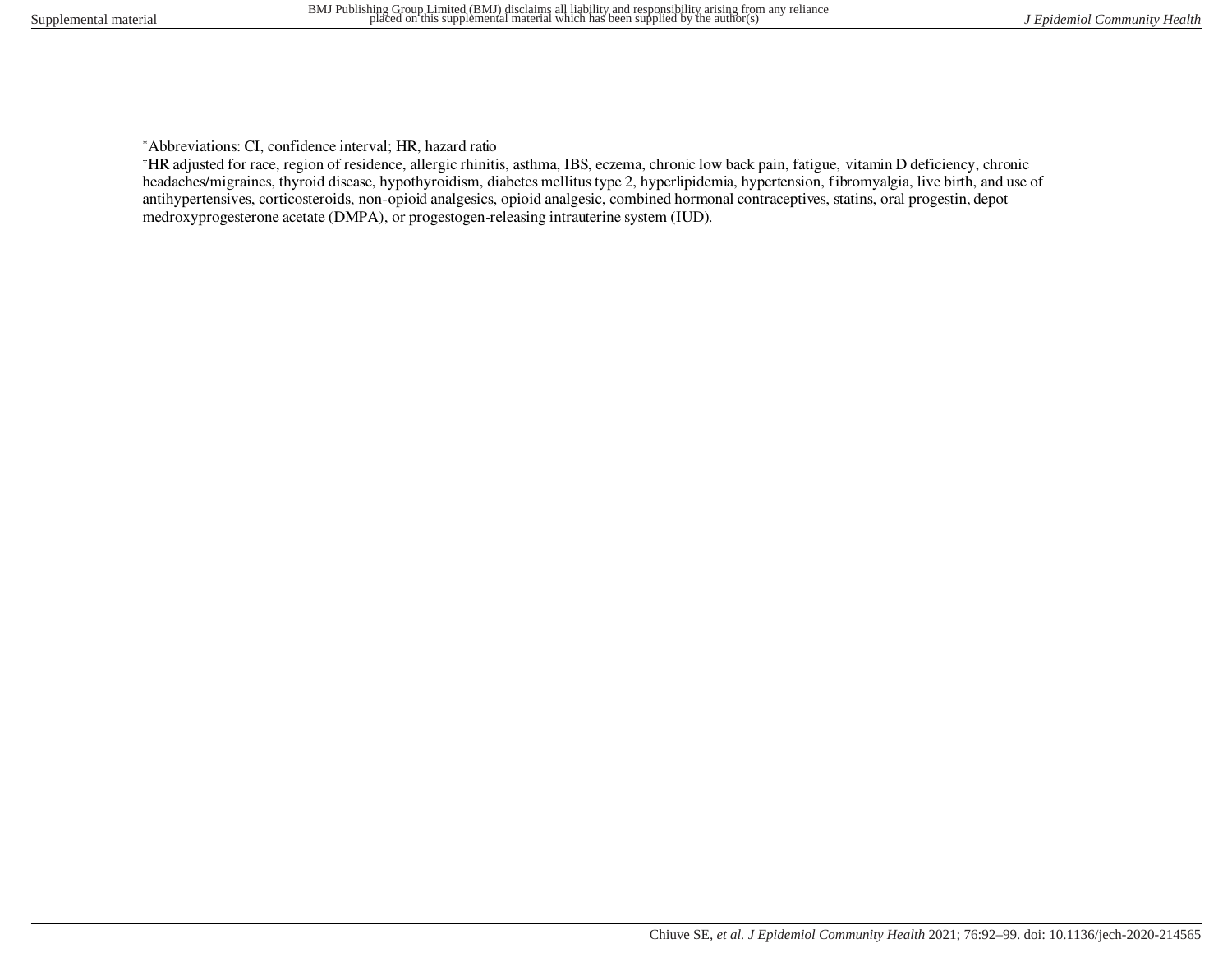[*]Abbreviations: CI, confidence interval; HR, hazard ratio

[†]HR adjusted for race, region of residence, allergic rhinitis, asthma, IBS, eczema, chronic low back pain, fatigue, vitamin D deficiency, chronic headaches/migraines, thyroid disease, hypothyroidism, diabetes mellitus type 2, hyperlipidemia, hypertension, fibromyalgia, live birth, and use of antihypertensives, corticosteroids, non-opioid analgesics, opioid analgesic, combined hormonal contraceptives, statins, oral progestin, depot medroxyprogesterone acetate (DMPA), or progestogen-releasing intrauterine system (IUD).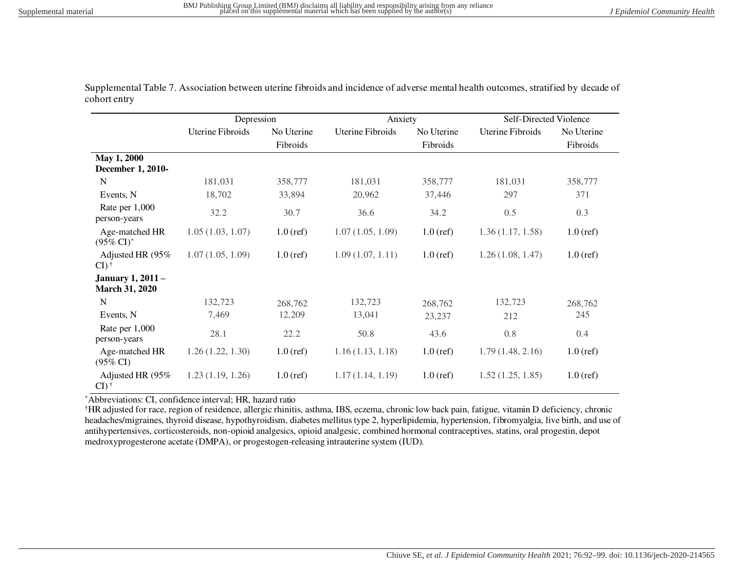Supplemental Table 7. Association between uterine fibroids and incidence of adverse mental health outcomes, stratified by decade of cohort entry

| | Depression | | Anxiety | | Self-Directed Violence | |
|---|---|---|---|---|---|---|
| | Uterine Fibroids | No Uterine Fibroids | Uterine Fibroids | No Uterine Fibroids | Uterine Fibroids | No Uterine Fibroids |
| **May 1, 2000 December 1, 2010-** | | | | | | |
| N | 181,031 | 358,777 | 181,031 | 358,777 | 181,031 | 358,777 |
| Events, N | 18,702 | 33,894 | 20,962 | 37,446 | 297 | 371 |
| Rate per 1,000 person-years | 32.2 | 30.7 | 36.6 | 34.2 | 0.5 | 0.3 |
| Age-matched HR (95% CI)* | 1.05 (1.03, 1.07) | 1.0 (ref) | 1.07 (1.05, 1.09) | 1.0 (ref) | 1.36 (1.17, 1.58) | 1.0 (ref) |
| Adjusted HR (95% CI) † | 1.07 (1.05, 1.09) | 1.0 (ref) | 1.09 (1.07, 1.11) | 1.0 (ref) | 1.26 (1.08, 1.47) | 1.0 (ref) |
| **January 1, 2011 – March 31, 2020** | | | | | | |
| N | 132,723 | 268,762 | 132,723 | 268,762 | 132,723 | 268,762 |
| Events, N | 7,469 | 12,209 | 13,041 | 23,237 | 212 | 245 |
| Rate per 1,000 person-years | 28.1 | 22.2 | 50.8 | 43.6 | 0.8 | 0.4 |
| Age-matched HR (95% CI) | 1.26 (1.22, 1.30) | 1.0 (ref) | 1.16 (1.13, 1.18) | 1.0 (ref) | 1.79 (1.48, 2.16) | 1.0 (ref) |
| Adjusted HR (95% CI) † | 1.23 (1.19, 1.26) | 1.0 (ref) | 1.17 (1.14, 1.19) | 1.0 (ref) | 1.52 (1.25, 1.85) | 1.0 (ref) |

*Abbreviations: CI, confidence interval; HR, hazard ratio

†HR adjusted for race, region of residence, allergic rhinitis, asthma, IBS, eczema, chronic low back pain, fatigue, vitamin D deficiency, chronic headaches/migraines, thyroid disease, hypothyroidism, diabetes mellitus type 2, hyperlipidemia, hypertension, fibromyalgia, live birth, and use of antihypertensives, corticosteroids, non-opioid analgesics, opioid analgesic, combined hormonal contraceptives, statins, oral progestin, depot medroxyprogesterone acetate (DMPA), or progestogen-releasing intrauterine system (IUD).